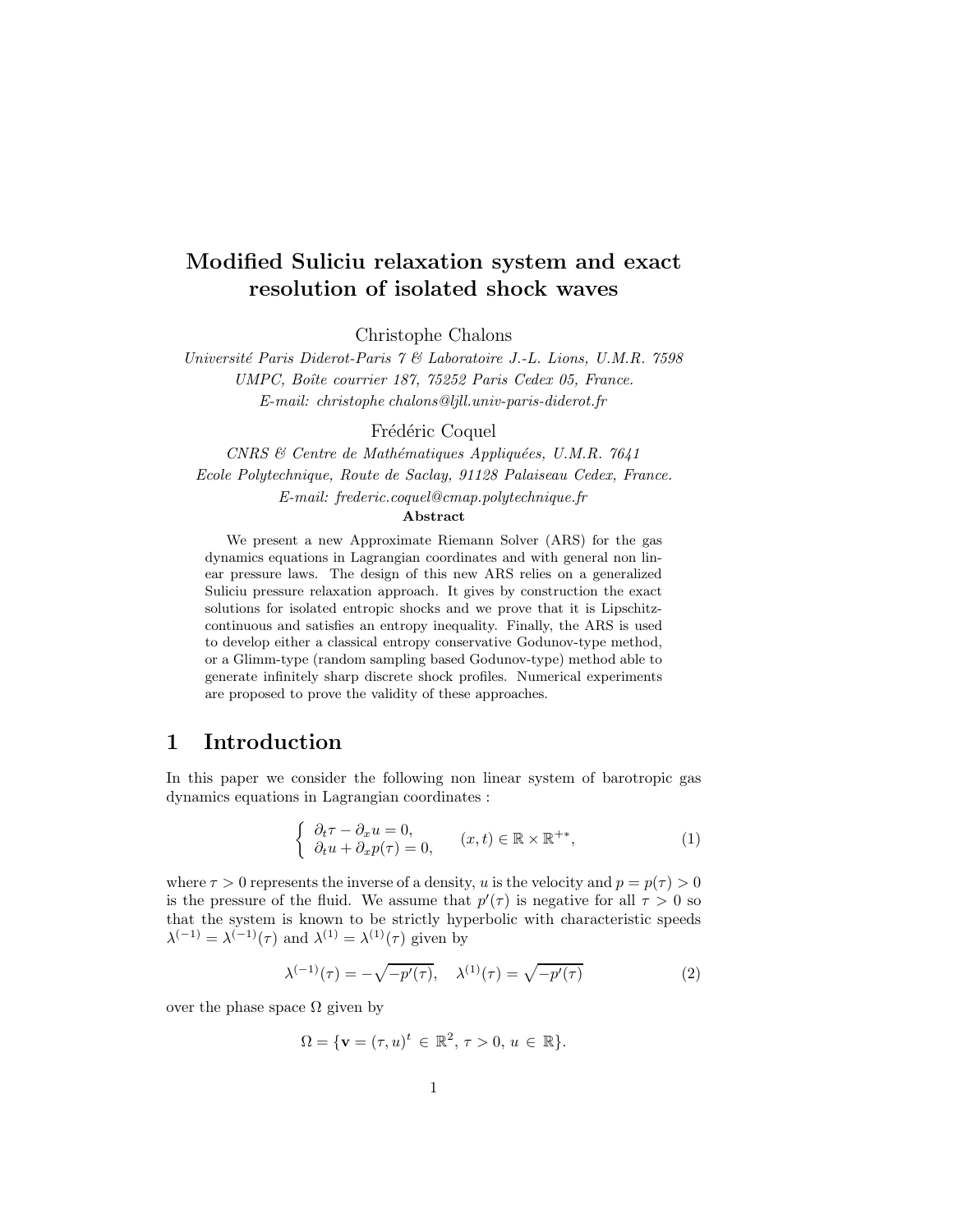# Modified Suliciu relaxation system and exact resolution of isolated shock waves

Christophe Chalons

*Université Paris Diderot-Paris 7 & Laboratoire J.-L. Lions, U.M.R. 7598*
*UMPC, Boîte courrier 187, 75252 Paris Cedex 05, France.*
*E-mail: christophe chalons@ljll.univ-paris-diderot.fr*

Frédéric Coquel

*CNRS & Centre de Mathématiques Appliquées, U.M.R. 7641*
*Ecole Polytechnique, Route de Saclay, 91128 Palaiseau Cedex, France.*
*E-mail: frederic.coquel@cmap.polytechnique.fr*

**Abstract**

We present a new Approximate Riemann Solver (ARS) for the gas dynamics equations in Lagrangian coordinates and with general non linear pressure laws. The design of this new ARS relies on a generalized Suliciu pressure relaxation approach. It gives by construction the exact solutions for isolated entropic shocks and we prove that it is Lipschitz-continuous and satisfies an entropy inequality. Finally, the ARS is used to develop either a classical entropy conservative Godunov-type method, or a Glimm-type (random sampling based Godunov-type) method able to generate infinitely sharp discrete shock profiles. Numerical experiments are proposed to prove the validity of these approaches.

## 1 Introduction

In this paper we consider the following non linear system of barotropic gas dynamics equations in Lagrangian coordinates :

$$\begin{cases} \partial_t \tau - \partial_x u = 0, \\ \partial_t u + \partial_x p(\tau) = 0, \end{cases} \qquad (x,t) \in \mathbb{R} \times \mathbb{R}^{+*}, \tag{1}$$

where $\tau > 0$ represents the inverse of a density, $u$ is the velocity and $p = p(\tau) > 0$ is the pressure of the fluid. We assume that $p'(\tau)$ is negative for all $\tau > 0$ so that the system is known to be strictly hyperbolic with characteristic speeds $\lambda^{(-1)} = \lambda^{(-1)}(\tau)$ and $\lambda^{(1)} = \lambda^{(1)}(\tau)$ given by

$$\lambda^{(-1)}(\tau) = -\sqrt{-p'(\tau)}, \quad \lambda^{(1)}(\tau) = \sqrt{-p'(\tau)} \tag{2}$$

over the phase space $\Omega$ given by

$$\Omega = \{\mathbf{v} = (\tau, u)^t \in \mathbb{R}^2,\ \tau > 0,\ u \in \mathbb{R}\}.$$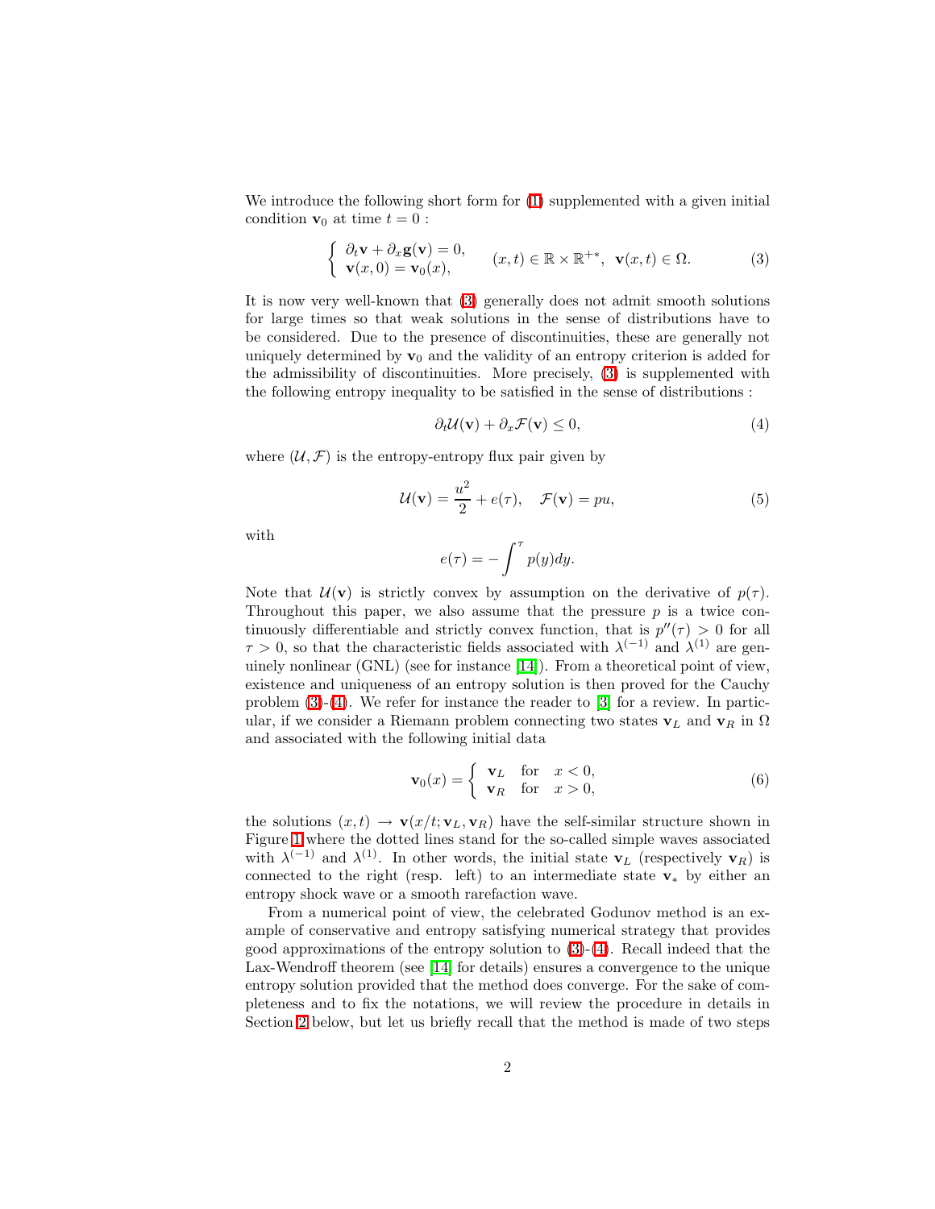We introduce the following short form for (1) supplemented with a given initial condition $\mathbf{v}_0$ at time $t = 0$ :

$$
\left\{ \begin{array}{l} \partial_t \mathbf{v} + \partial_x \mathbf{g}(\mathbf{v}) = 0, \\ \mathbf{v}(x,0) = \mathbf{v}_0(x), \end{array} \right. \qquad (x,t) \in \mathbb{R} \times \mathbb{R}^{+*}, \;\; \mathbf{v}(x,t) \in \Omega. \tag{3}
$$

It is now very well-known that (3) generally does not admit smooth solutions for large times so that weak solutions in the sense of distributions have to be considered. Due to the presence of discontinuities, these are generally not uniquely determined by $\mathbf{v}_0$ and the validity of an entropy criterion is added for the admissibility of discontinuities. More precisely, (3) is supplemented with the following entropy inequality to be satisfied in the sense of distributions :

$$
\partial_t \mathcal{U}(\mathbf{v}) + \partial_x \mathcal{F}(\mathbf{v}) \leq 0, \tag{4}
$$

where $(\mathcal{U}, \mathcal{F})$ is the entropy-entropy flux pair given by

$$
\mathcal{U}(\mathbf{v}) = \frac{u^2}{2} + e(\tau), \quad \mathcal{F}(\mathbf{v}) = pu, \tag{5}
$$

with

$$
e(\tau) = -\int^{\tau} p(y)dy.
$$

Note that $\mathcal{U}(\mathbf{v})$ is strictly convex by assumption on the derivative of $p(\tau)$. Throughout this paper, we also assume that the pressure $p$ is a twice continuously differentiable and strictly convex function, that is $p''(\tau) > 0$ for all $\tau > 0$, so that the characteristic fields associated with $\lambda^{(-1)}$ and $\lambda^{(1)}$ are genuinely nonlinear (GNL) (see for instance [14]). From a theoretical point of view, existence and uniqueness of an entropy solution is then proved for the Cauchy problem (3)-(4). We refer for instance the reader to [3] for a review. In particular, if we consider a Riemann problem connecting two states $\mathbf{v}_L$ and $\mathbf{v}_R$ in $\Omega$ and associated with the following initial data

$$
\mathbf{v}_0(x) = \left\{ \begin{array}{lll} \mathbf{v}_L & \text{for} & x < 0, \\ \mathbf{v}_R & \text{for} & x > 0, \end{array} \right. \tag{6}
$$

the solutions $(x,t) \rightarrow \mathbf{v}(x/t; \mathbf{v}_L, \mathbf{v}_R)$ have the self-similar structure shown in Figure 1 where the dotted lines stand for the so-called simple waves associated with $\lambda^{(-1)}$ and $\lambda^{(1)}$. In other words, the initial state $\mathbf{v}_L$ (respectively $\mathbf{v}_R$) is connected to the right (resp. left) to an intermediate state $\mathbf{v}_*$ by either an entropy shock wave or a smooth rarefaction wave.

From a numerical point of view, the celebrated Godunov method is an example of conservative and entropy satisfying numerical strategy that provides good approximations of the entropy solution to (3)-(4). Recall indeed that the Lax-Wendroff theorem (see [14] for details) ensures a convergence to the unique entropy solution provided that the method does converge. For the sake of completeness and to fix the notations, we will review the procedure in details in Section 2 below, but let us briefly recall that the method is made of two steps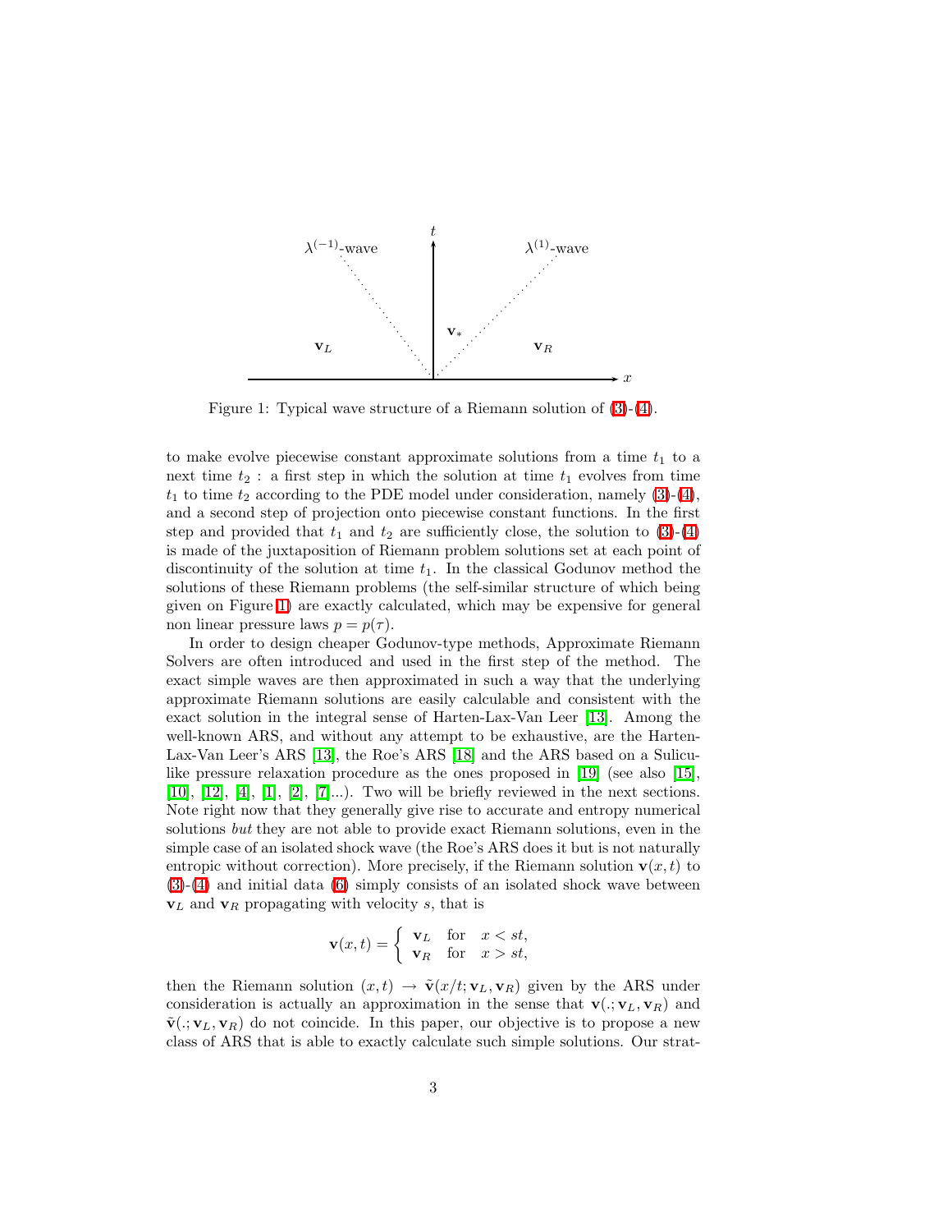$\lambda^{(-1)}$-wave

$t$

$\lambda^{(1)}$-wave

$\mathbf{v}_*$

$\mathbf{v}_L$

$\mathbf{v}_R$

$x$

Figure 1: Typical wave structure of a Riemann solution of (3)-(4).

to make evolve piecewise constant approximate solutions from a time $t_1$ to a next time $t_2$ : a first step in which the solution at time $t_1$ evolves from time $t_1$ to time $t_2$ according to the PDE model under consideration, namely (3)-(4), and a second step of projection onto piecewise constant functions. In the first step and provided that $t_1$ and $t_2$ are sufficiently close, the solution to (3)-(4) is made of the juxtaposition of Riemann problem solutions set at each point of discontinuity of the solution at time $t_1$. In the classical Godunov method the solutions of these Riemann problems (the self-similar structure of which being given on Figure 1) are exactly calculated, which may be expensive for general non linear pressure laws $p = p(\tau)$.

In order to design cheaper Godunov-type methods, Approximate Riemann Solvers are often introduced and used in the first step of the method. The exact simple waves are then approximated in such a way that the underlying approximate Riemann solutions are easily calculable and consistent with the exact solution in the integral sense of Harten-Lax-Van Leer [13]. Among the well-known ARS, and without any attempt to be exhaustive, are the Harten-Lax-Van Leer's ARS [13], the Roe's ARS [18] and the ARS based on a Suliculike pressure relaxation procedure as the ones proposed in [19] (see also [15], [10], [12], [4], [1], [2], [7]...). Two will be briefly reviewed in the next sections. Note right now that they generally give rise to accurate and entropy numerical solutions *but* they are not able to provide exact Riemann solutions, even in the simple case of an isolated shock wave (the Roe's ARS does it but is not naturally entropic without correction). More precisely, if the Riemann solution $\mathbf{v}(x,t)$ to (3)-(4) and initial data (6) simply consists of an isolated shock wave between $\mathbf{v}_L$ and $\mathbf{v}_R$ propagating with velocity $s$, that is

$$\mathbf{v}(x,t) = \begin{cases} \mathbf{v}_L & \text{for} \quad x < st, \\ \mathbf{v}_R & \text{for} \quad x > st, \end{cases}$$

then the Riemann solution $(x,t) \to \tilde{\mathbf{v}}(x/t; \mathbf{v}_L, \mathbf{v}_R)$ given by the ARS under consideration is actually an approximation in the sense that $\mathbf{v}(.; \mathbf{v}_L, \mathbf{v}_R)$ and $\tilde{\mathbf{v}}(.; \mathbf{v}_L, \mathbf{v}_R)$ do not coincide. In this paper, our objective is to propose a new class of ARS that is able to exactly calculate such simple solutions. Our strat-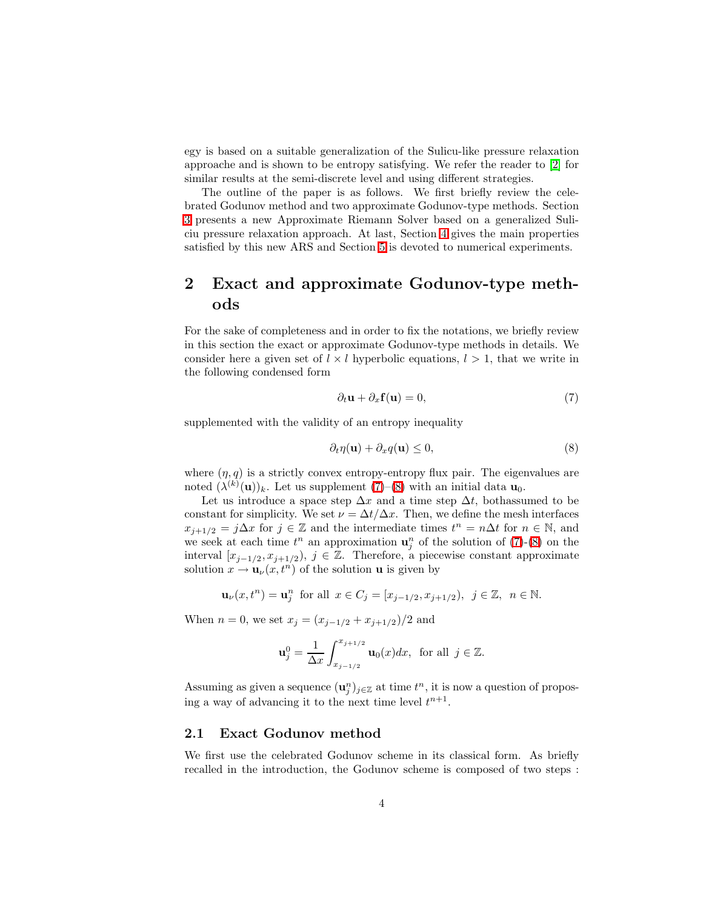egy is based on a suitable generalization of the Sulicu-like pressure relaxation approache and is shown to be entropy satisfying. We refer the reader to [2] for similar results at the semi-discrete level and using different strategies.

The outline of the paper is as follows. We first briefly review the celebrated Godunov method and two approximate Godunov-type methods. Section 3 presents a new Approximate Riemann Solver based on a generalized Suliciu pressure relaxation approach. At last, Section 4 gives the main properties satisfied by this new ARS and Section 5 is devoted to numerical experiments.

## 2 Exact and approximate Godunov-type methods

For the sake of completeness and in order to fix the notations, we briefly review in this section the exact or approximate Godunov-type methods in details. We consider here a given set of $l \times l$ hyperbolic equations, $l > 1$, that we write in the following condensed form

$$\partial_t \mathbf{u} + \partial_x \mathbf{f}(\mathbf{u}) = 0, \tag{7}$$

supplemented with the validity of an entropy inequality

$$\partial_t \eta(\mathbf{u}) + \partial_x q(\mathbf{u}) \leq 0, \tag{8}$$

where $(\eta, q)$ is a strictly convex entropy-entropy flux pair. The eigenvalues are noted $(\lambda^{(k)}(\mathbf{u}))_k$. Let us supplement (7)–(8) with an initial data $\mathbf{u}_0$.

Let us introduce a space step $\Delta x$ and a time step $\Delta t$, bothassumed to be constant for simplicity. We set $\nu = \Delta t/\Delta x$. Then, we define the mesh interfaces $x_{j+1/2} = j\Delta x$ for $j \in \mathbb{Z}$ and the intermediate times $t^n = n\Delta t$ for $n \in \mathbb{N}$, and we seek at each time $t^n$ an approximation $\mathbf{u}_j^n$ of the solution of (7)-(8) on the interval $[x_{j-1/2}, x_{j+1/2})$, $j \in \mathbb{Z}$. Therefore, a piecewise constant approximate solution $x \to \mathbf{u}_\nu(x, t^n)$ of the solution $\mathbf{u}$ is given by

$$\mathbf{u}_\nu(x, t^n) = \mathbf{u}_j^n \text{ for all } x \in C_j = [x_{j-1/2}, x_{j+1/2}), \;\; j \in \mathbb{Z}, \;\; n \in \mathbb{N}.$$

When $n = 0$, we set $x_j = (x_{j-1/2} + x_{j+1/2})/2$ and

$$\mathbf{u}_j^0 = \frac{1}{\Delta x} \int_{x_{j-1/2}}^{x_{j+1/2}} \mathbf{u}_0(x) dx, \;\; \text{for all } j \in \mathbb{Z}.$$

Assuming as given a sequence $(\mathbf{u}_j^n)_{j \in \mathbb{Z}}$ at time $t^n$, it is now a question of proposing a way of advancing it to the next time level $t^{n+1}$.

### 2.1 Exact Godunov method

We first use the celebrated Godunov scheme in its classical form. As briefly recalled in the introduction, the Godunov scheme is composed of two steps :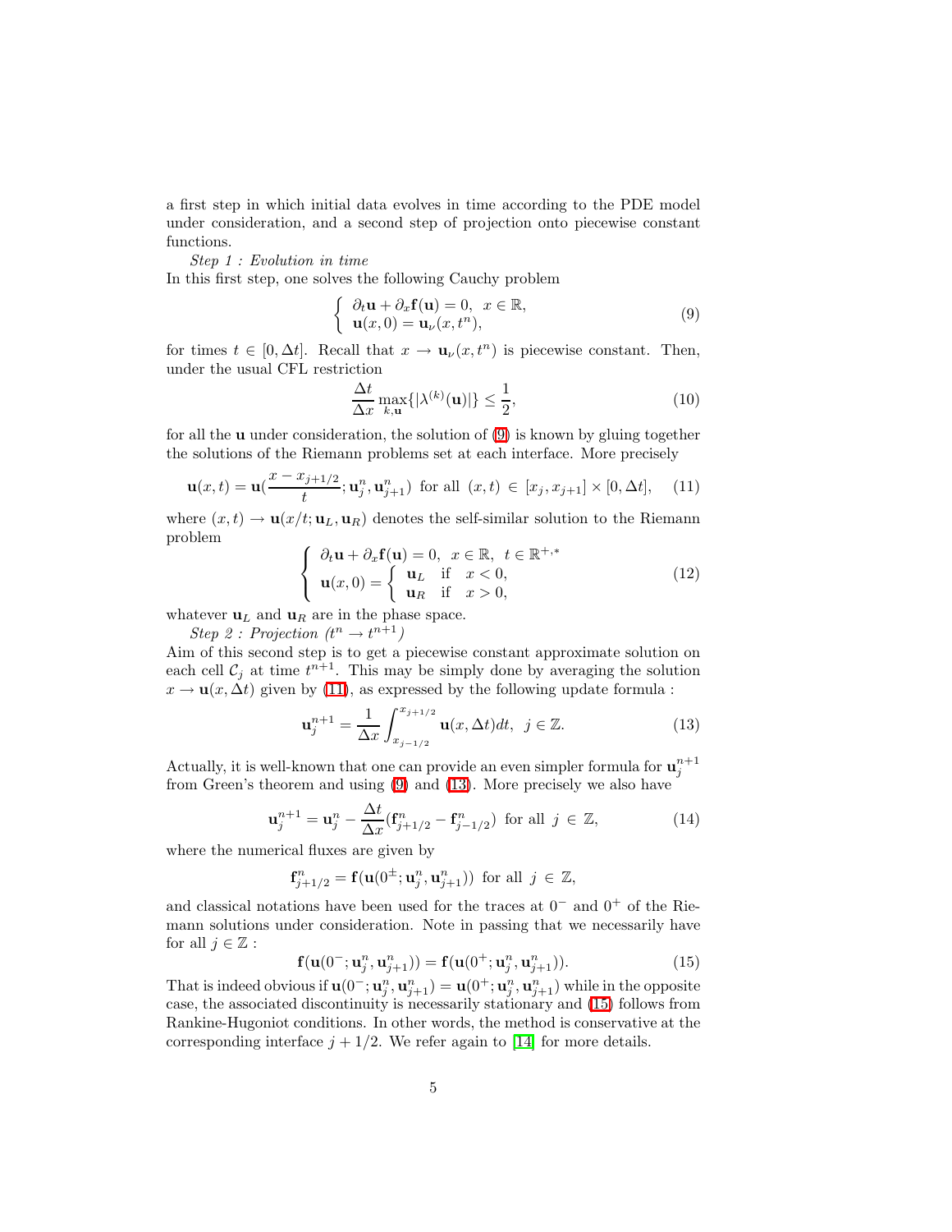a first step in which initial data evolves in time according to the PDE model under consideration, and a second step of projection onto piecewise constant functions.

*Step 1 : Evolution in time*

In this first step, one solves the following Cauchy problem

$$\left\{ \begin{array}{l} \partial_t \mathbf{u} + \partial_x \mathbf{f}(\mathbf{u}) = 0, \;\; x \in \mathbb{R}, \\ \mathbf{u}(x, 0) = \mathbf{u}_\nu(x, t^n), \end{array} \right. \tag{9}$$

for times $t \in [0, \Delta t]$. Recall that $x \rightarrow \mathbf{u}_\nu(x, t^n)$ is piecewise constant. Then, under the usual CFL restriction

$$\frac{\Delta t}{\Delta x} \max_{k, \mathbf{u}} \{|\lambda^{(k)}(\mathbf{u})|\} \leq \frac{1}{2}, \tag{10}$$

for all the $\mathbf{u}$ under consideration, the solution of (9) is known by gluing together the solutions of the Riemann problems set at each interface. More precisely

$$\mathbf{u}(x,t) = \mathbf{u}(\frac{x - x_{j+1/2}}{t}; \mathbf{u}_j^n, \mathbf{u}_{j+1}^n) \;\text{ for all }\; (x,t) \in [x_j, x_{j+1}] \times [0, \Delta t], \tag{11}$$

where $(x,t) \rightarrow \mathbf{u}(x/t; \mathbf{u}_L, \mathbf{u}_R)$ denotes the self-similar solution to the Riemann problem

$$\left\{ \begin{array}{l} \partial_t \mathbf{u} + \partial_x \mathbf{f}(\mathbf{u}) = 0, \;\; x \in \mathbb{R}, \;\; t \in \mathbb{R}^{+,*} \\ \mathbf{u}(x, 0) = \left\{ \begin{array}{ll} \mathbf{u}_L & \text{if} \quad x < 0, \\ \mathbf{u}_R & \text{if} \quad x > 0, \end{array} \right. \end{array} \right. \tag{12}$$

whatever $\mathbf{u}_L$ and $\mathbf{u}_R$ are in the phase space.

*Step 2 : Projection ($t^n \rightarrow t^{n+1}$)*

Aim of this second step is to get a piecewise constant approximate solution on each cell $\mathcal{C}_j$ at time $t^{n+1}$. This may be simply done by averaging the solution $x \rightarrow \mathbf{u}(x, \Delta t)$ given by (11), as expressed by the following update formula :

$$\mathbf{u}_j^{n+1} = \frac{1}{\Delta x} \int_{x_{j-1/2}}^{x_{j+1/2}} \mathbf{u}(x, \Delta t) dt, \;\; j \in \mathbb{Z}. \tag{13}$$

Actually, it is well-known that one can provide an even simpler formula for $\mathbf{u}_j^{n+1}$ from Green's theorem and using (9) and (13). More precisely we also have

$$\mathbf{u}_j^{n+1} = \mathbf{u}_j^n - \frac{\Delta t}{\Delta x}(\mathbf{f}_{j+1/2}^n - \mathbf{f}_{j-1/2}^n) \;\text{ for all }\; j \in \mathbb{Z}, \tag{14}$$

where the numerical fluxes are given by

$$\mathbf{f}_{j+1/2}^n = \mathbf{f}(\mathbf{u}(0^\pm; \mathbf{u}_j^n, \mathbf{u}_{j+1}^n)) \;\text{ for all }\; j \in \mathbb{Z},$$

and classical notations have been used for the traces at $0^-$ and $0^+$ of the Riemann solutions under consideration. Note in passing that we necessarily have for all $j \in \mathbb{Z}$ :

$$\mathbf{f}(\mathbf{u}(0^-; \mathbf{u}_j^n, \mathbf{u}_{j+1}^n)) = \mathbf{f}(\mathbf{u}(0^+; \mathbf{u}_j^n, \mathbf{u}_{j+1}^n)). \tag{15}$$

That is indeed obvious if $\mathbf{u}(0^-; \mathbf{u}_j^n, \mathbf{u}_{j+1}^n) = \mathbf{u}(0^+; \mathbf{u}_j^n, \mathbf{u}_{j+1}^n)$ while in the opposite case, the associated discontinuity is necessarily stationary and (15) follows from Rankine-Hugoniot conditions. In other words, the method is conservative at the corresponding interface $j + 1/2$. We refer again to [14] for more details.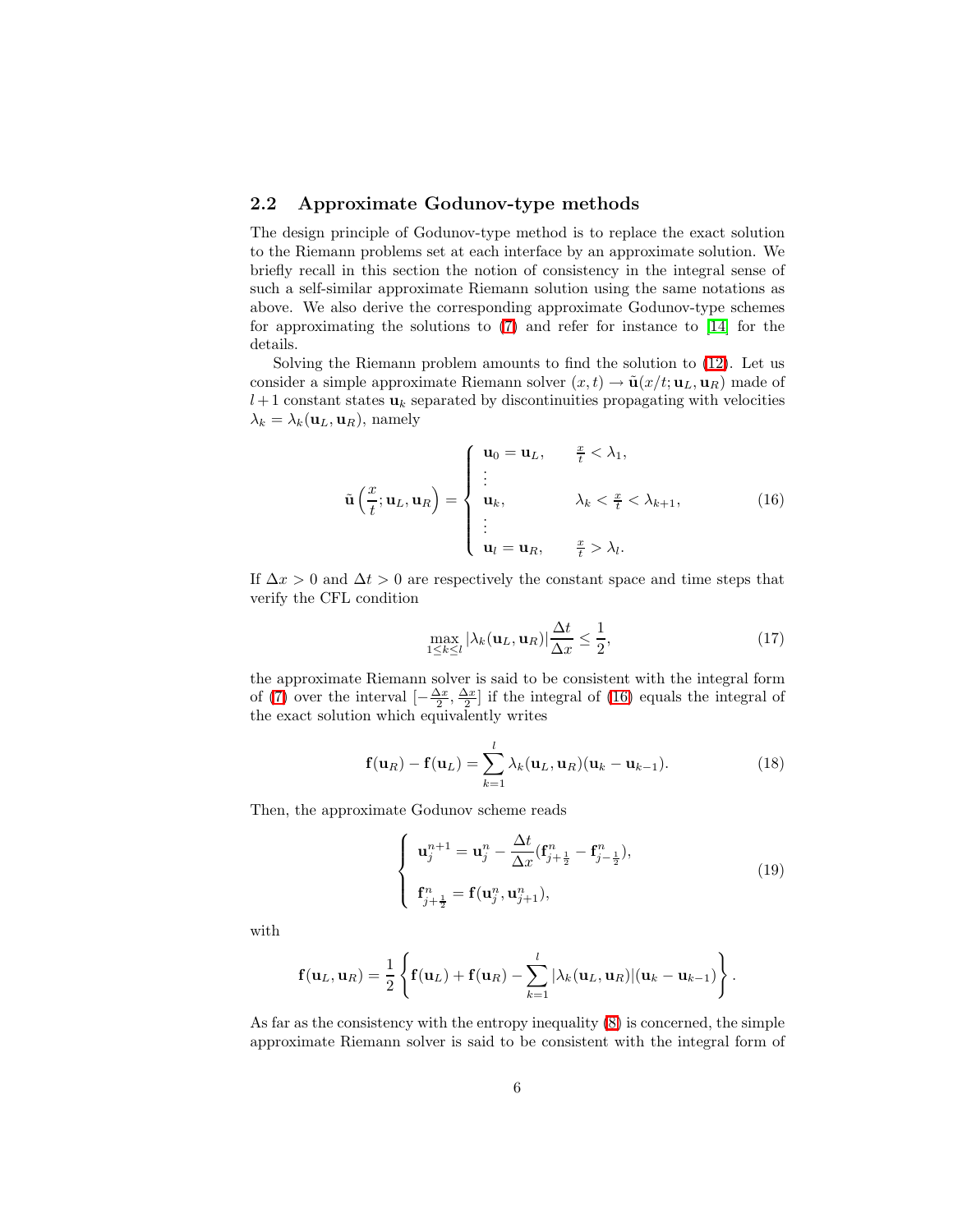## 2.2 Approximate Godunov-type methods

The design principle of Godunov-type method is to replace the exact solution to the Riemann problems set at each interface by an approximate solution. We briefly recall in this section the notion of consistency in the integral sense of such a self-similar approximate Riemann solution using the same notations as above. We also derive the corresponding approximate Godunov-type schemes for approximating the solutions to (7) and refer for instance to [14] for the details.

Solving the Riemann problem amounts to find the solution to (12). Let us consider a simple approximate Riemann solver $(x,t) \to \tilde{\mathbf{u}}(x/t; \mathbf{u}_L, \mathbf{u}_R)$ made of $l+1$ constant states $\mathbf{u}_k$ separated by discontinuities propagating with velocities $\lambda_k = \lambda_k(\mathbf{u}_L, \mathbf{u}_R)$, namely

$$
\tilde{\mathbf{u}}\left(\frac{x}{t}; \mathbf{u}_L, \mathbf{u}_R\right) = \begin{cases} \mathbf{u}_0 = \mathbf{u}_L, & \frac{x}{t} < \lambda_1, \\ \vdots & \\ \mathbf{u}_k, & \lambda_k < \frac{x}{t} < \lambda_{k+1}, \\ \vdots & \\ \mathbf{u}_l = \mathbf{u}_R, & \frac{x}{t} > \lambda_l. \end{cases} \tag{16}
$$

If $\Delta x > 0$ and $\Delta t > 0$ are respectively the constant space and time steps that verify the CFL condition

$$
\max_{1 \leq k \leq l} |\lambda_k(\mathbf{u}_L, \mathbf{u}_R)| \frac{\Delta t}{\Delta x} \leq \frac{1}{2}, \tag{17}
$$

the approximate Riemann solver is said to be consistent with the integral form of (7) over the interval $[-\frac{\Delta x}{2}, \frac{\Delta x}{2}]$ if the integral of (16) equals the integral of the exact solution which equivalently writes

$$
\mathbf{f}(\mathbf{u}_R) - \mathbf{f}(\mathbf{u}_L) = \sum_{k=1}^{l} \lambda_k(\mathbf{u}_L, \mathbf{u}_R)(\mathbf{u}_k - \mathbf{u}_{k-1}). \tag{18}
$$

Then, the approximate Godunov scheme reads

$$
\begin{cases} \mathbf{u}_j^{n+1} = \mathbf{u}_j^n - \dfrac{\Delta t}{\Delta x}(\mathbf{f}_{j+\frac{1}{2}}^n - \mathbf{f}_{j-\frac{1}{2}}^n), \\ \mathbf{f}_{j+\frac{1}{2}}^n = \mathbf{f}(\mathbf{u}_j^n, \mathbf{u}_{j+1}^n), \end{cases} \tag{19}
$$

with

$$
\mathbf{f}(\mathbf{u}_L, \mathbf{u}_R) = \frac{1}{2}\left\{ \mathbf{f}(\mathbf{u}_L) + \mathbf{f}(\mathbf{u}_R) - \sum_{k=1}^{l} |\lambda_k(\mathbf{u}_L, \mathbf{u}_R)|(\mathbf{u}_k - \mathbf{u}_{k-1}) \right\}.
$$

As far as the consistency with the entropy inequality (8) is concerned, the simple approximate Riemann solver is said to be consistent with the integral form of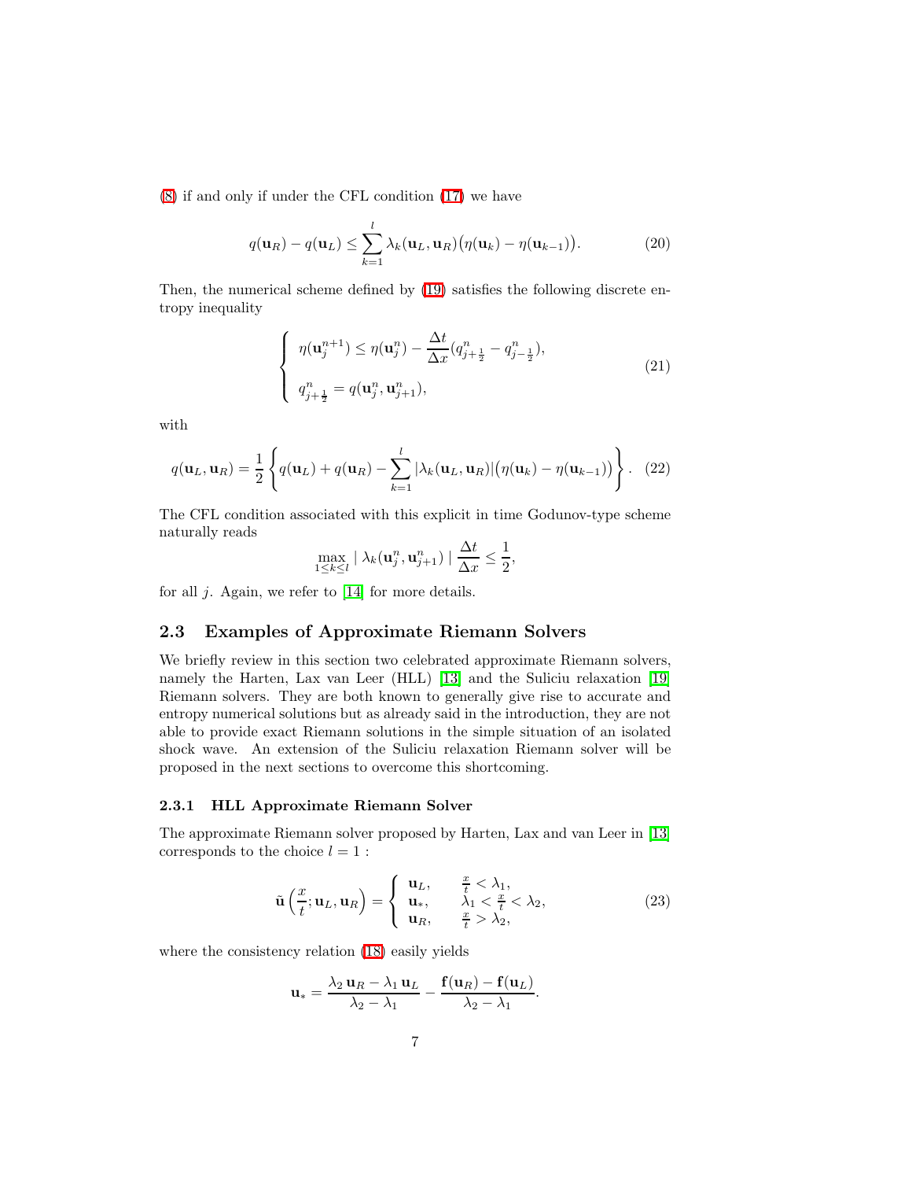(8) if and only if under the CFL condition (17) we have

$$q(\mathbf{u}_R) - q(\mathbf{u}_L) \leq \sum_{k=1}^{l} \lambda_k(\mathbf{u}_L, \mathbf{u}_R)\big(\eta(\mathbf{u}_k) - \eta(\mathbf{u}_{k-1})\big). \tag{20}$$

Then, the numerical scheme defined by (19) satisfies the following discrete entropy inequality

$$\left\{ \begin{array}{l} \eta(\mathbf{u}_j^{n+1}) \leq \eta(\mathbf{u}_j^n) - \dfrac{\Delta t}{\Delta x}(q_{j+\frac{1}{2}}^n - q_{j-\frac{1}{2}}^n), \\ \\ q_{j+\frac{1}{2}}^n = q(\mathbf{u}_j^n, \mathbf{u}_{j+1}^n), \end{array} \right. \tag{21}$$

with

$$q(\mathbf{u}_L, \mathbf{u}_R) = \frac{1}{2}\left\{ q(\mathbf{u}_L) + q(\mathbf{u}_R) - \sum_{k=1}^{l} |\lambda_k(\mathbf{u}_L, \mathbf{u}_R)|\big(\eta(\mathbf{u}_k) - \eta(\mathbf{u}_{k-1})\big) \right\}. \tag{22}$$

The CFL condition associated with this explicit in time Godunov-type scheme naturally reads

$$\max_{1 \leq k \leq l} \mid \lambda_k(\mathbf{u}_j^n, \mathbf{u}_{j+1}^n) \mid \frac{\Delta t}{\Delta x} \leq \frac{1}{2},$$

for all $j$. Again, we refer to [14] for more details.

## 2.3 Examples of Approximate Riemann Solvers

We briefly review in this section two celebrated approximate Riemann solvers, namely the Harten, Lax van Leer (HLL) [13] and the Suliciu relaxation [19] Riemann solvers. They are both known to generally give rise to accurate and entropy numerical solutions but as already said in the introduction, they are not able to provide exact Riemann solutions in the simple situation of an isolated shock wave. An extension of the Suliciu relaxation Riemann solver will be proposed in the next sections to overcome this shortcoming.

### 2.3.1 HLL Approximate Riemann Solver

The approximate Riemann solver proposed by Harten, Lax and van Leer in [13] corresponds to the choice $l = 1$ :

$$\tilde{\mathbf{u}}\left(\frac{x}{t}; \mathbf{u}_L, \mathbf{u}_R\right) = \left\{ \begin{array}{ll} \mathbf{u}_L, & \frac{x}{t} < \lambda_1, \\ \mathbf{u}_*, & \lambda_1 < \frac{x}{t} < \lambda_2, \\ \mathbf{u}_R, & \frac{x}{t} > \lambda_2, \end{array} \right. \tag{23}$$

where the consistency relation (18) easily yields

$$\mathbf{u}_* = \frac{\lambda_2 \, \mathbf{u}_R - \lambda_1 \, \mathbf{u}_L}{\lambda_2 - \lambda_1} - \frac{\mathbf{f}(\mathbf{u}_R) - \mathbf{f}(\mathbf{u}_L)}{\lambda_2 - \lambda_1}.$$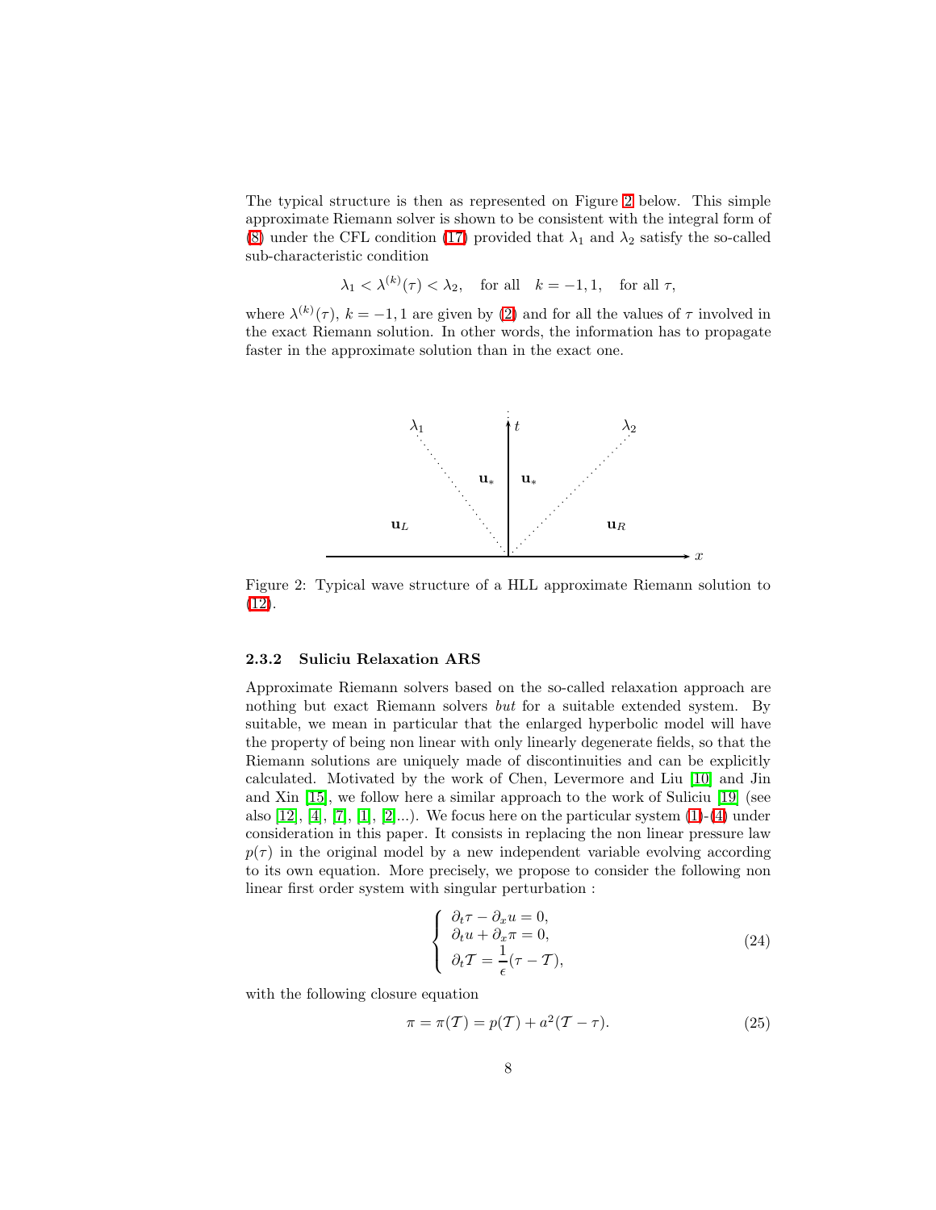The typical structure is then as represented on Figure 2 below. This simple approximate Riemann solver is shown to be consistent with the integral form of (8) under the CFL condition (17) provided that $\lambda_1$ and $\lambda_2$ satisfy the so-called sub-characteristic condition

$$\lambda_1 < \lambda^{(k)}(\tau) < \lambda_2, \quad \text{for all} \quad k = -1, 1, \quad \text{for all } \tau,$$

where $\lambda^{(k)}(\tau)$, $k = -1, 1$ are given by (2) and for all the values of $\tau$ involved in the exact Riemann solution. In other words, the information has to propagate faster in the approximate solution than in the exact one.

$\lambda_1$

$t$

$\lambda_2$

$\mathbf{u}_*$

$\mathbf{u}_*$

$\mathbf{u}_L$

$\mathbf{u}_R$

$x$

Figure 2: Typical wave structure of a HLL approximate Riemann solution to (12).

#### 2.3.2 Suliciu Relaxation ARS

Approximate Riemann solvers based on the so-called relaxation approach are nothing but exact Riemann solvers *but* for a suitable extended system. By suitable, we mean in particular that the enlarged hyperbolic model will have the property of being non linear with only linearly degenerate fields, so that the Riemann solutions are uniquely made of discontinuities and can be explicitly calculated. Motivated by the work of Chen, Levermore and Liu [10] and Jin and Xin [15], we follow here a similar approach to the work of Suliciu [19] (see also [12], [4], [7], [1], [2]...). We focus here on the particular system (1)-(4) under consideration in this paper. It consists in replacing the non linear pressure law $p(\tau)$ in the original model by a new independent variable evolving according to its own equation. More precisely, we propose to consider the following non linear first order system with singular perturbation :

$$\begin{cases} \partial_t \tau - \partial_x u = 0, \\ \partial_t u + \partial_x \pi = 0, \\ \partial_t \mathcal{T} = \dfrac{1}{\epsilon}(\tau - \mathcal{T}), \end{cases} \tag{24}$$

with the following closure equation

$$\pi = \pi(\mathcal{T}) = p(\mathcal{T}) + a^2(\mathcal{T} - \tau). \tag{25}$$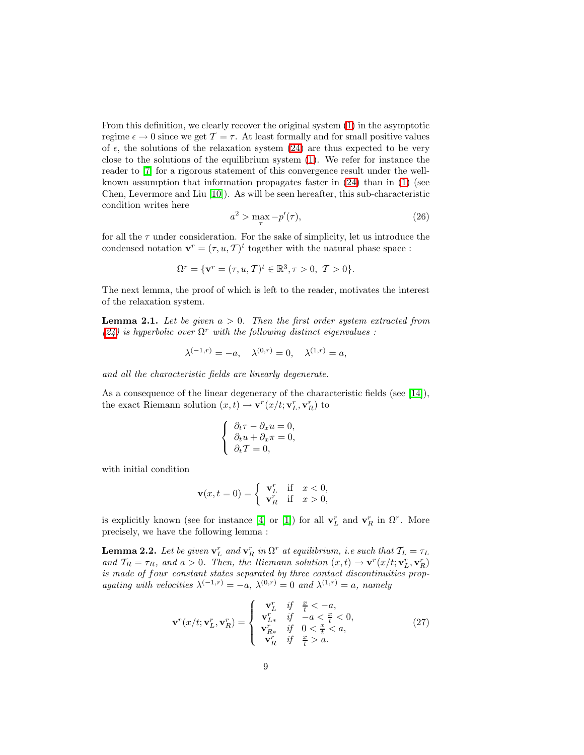From this definition, we clearly recover the original system (1) in the asymptotic regime $\epsilon \to 0$ since we get $\mathcal{T} = \tau$. At least formally and for small positive values of $\epsilon$, the solutions of the relaxation system (24) are thus expected to be very close to the solutions of the equilibrium system (1). We refer for instance the reader to [7] for a rigorous statement of this convergence result under the well-known assumption that information propagates faster in (24) than in (1) (see Chen, Levermore and Liu [10]). As will be seen hereafter, this sub-characteristic condition writes here

$$a^2 > \max_{\tau} -p'(\tau), \tag{26}$$

for all the $\tau$ under consideration. For the sake of simplicity, let us introduce the condensed notation $\mathbf{v}^r = (\tau, u, \mathcal{T})^t$ together with the natural phase space :

$$\Omega^r = \{\mathbf{v}^r = (\tau, u, \mathcal{T})^t \in \mathbb{R}^3, \tau > 0,\ \mathcal{T} > 0\}.$$

The next lemma, the proof of which is left to the reader, motivates the interest of the relaxation system.

**Lemma 2.1.** *Let be given $a > 0$. Then the first order system extracted from (24) is hyperbolic over $\Omega^r$ with the following distinct eigenvalues :*

$$\lambda^{(-1,r)} = -a, \quad \lambda^{(0,r)} = 0, \quad \lambda^{(1,r)} = a,$$

*and all the characteristic fields are linearly degenerate.*

As a consequence of the linear degeneracy of the characteristic fields (see [14]), the exact Riemann solution $(x,t) \to \mathbf{v}^r(x/t; \mathbf{v}_L^r, \mathbf{v}_R^r)$ to

$$\left\{ \begin{array}{l} \partial_t \tau - \partial_x u = 0, \\ \partial_t u + \partial_x \pi = 0, \\ \partial_t \mathcal{T} = 0, \end{array} \right.$$

with initial condition

$$\mathbf{v}(x, t=0) = \left\{ \begin{array}{ll} \mathbf{v}_L^r & \text{if} \quad x < 0, \\ \mathbf{v}_R^r & \text{if} \quad x > 0, \end{array} \right.$$

is explicitly known (see for instance [4] or [1]) for all $\mathbf{v}_L^r$ and $\mathbf{v}_R^r$ in $\Omega^r$. More precisely, we have the following lemma :

**Lemma 2.2.** *Let be given $\mathbf{v}_L^r$ and $\mathbf{v}_R^r$ in $\Omega^r$ at equilibrium, i.e such that $\mathcal{T}_L = \tau_L$ and $\mathcal{T}_R = \tau_R$, and $a > 0$. Then, the Riemann solution $(x,t) \to \mathbf{v}^r(x/t; \mathbf{v}_L^r, \mathbf{v}_R^r)$ is made of four constant states separated by three contact discontinuities propagating with velocities $\lambda^{(-1,r)} = -a$, $\lambda^{(0,r)} = 0$ and $\lambda^{(1,r)} = a$, namely*

$$\mathbf{v}^r(x/t; \mathbf{v}_L^r, \mathbf{v}_R^r) = \left\{ \begin{array}{lll} \mathbf{v}_L^r & \text{if} & \frac{x}{t} < -a, \\ \mathbf{v}_{L*}^r & \text{if} & -a < \frac{x}{t} < 0, \\ \mathbf{v}_{R*}^r & \text{if} & 0 < \frac{x}{t} < a, \\ \mathbf{v}_R^r & \text{if} & \frac{x}{t} > a. \end{array} \right. \tag{27}$$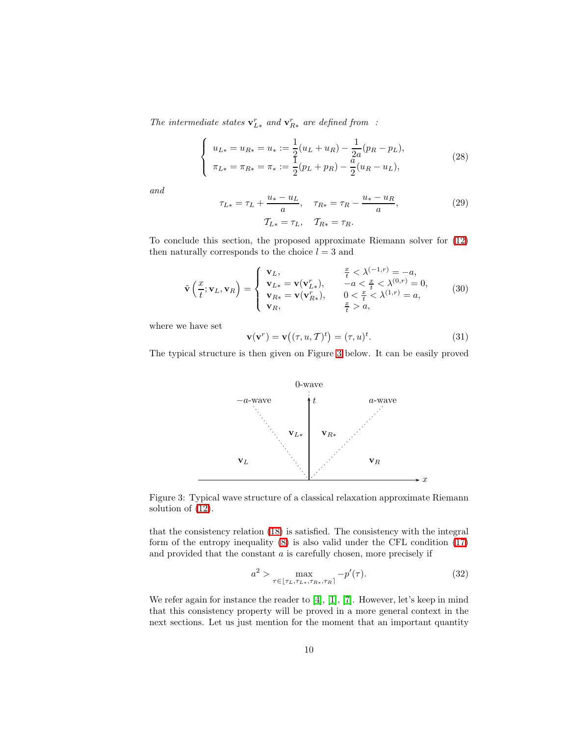*The intermediate states* $\mathbf{v}^r_{L*}$ *and* $\mathbf{v}^r_{R*}$ *are defined from :*

$$
\left\{
\begin{array}{l}
u_{L*} = u_{R*} = u_* := \dfrac{1}{2}(u_L + u_R) - \dfrac{1}{2a}(p_R - p_L), \\
\pi_{L*} = \pi_{R*} = \pi_* := \dfrac{1}{2}(p_L + p_R) - \dfrac{a}{2}(u_R - u_L),
\end{array}
\right.
\tag{28}
$$

*and*

$$
\tau_{L*} = \tau_L + \frac{u_* - u_L}{a}, \quad \tau_{R*} = \tau_R - \frac{u_* - u_R}{a},
\tag{29}
$$
$$
\mathcal{T}_{L*} = \tau_L, \quad \mathcal{T}_{R*} = \tau_R.
$$

To conclude this section, the proposed approximate Riemann solver for (12) then naturally corresponds to the choice $l = 3$ and

$$
\tilde{\mathbf{v}}\left(\frac{x}{t}; \mathbf{v}_L, \mathbf{v}_R\right) =
\left\{
\begin{array}{ll}
\mathbf{v}_L, & \frac{x}{t} < \lambda^{(-1,r)} = -a, \\
\mathbf{v}_{L*} = \mathbf{v}(\mathbf{v}^r_{L*}), & -a < \frac{x}{t} < \lambda^{(0,r)} = 0, \\
\mathbf{v}_{R*} = \mathbf{v}(\mathbf{v}^r_{R*}), & 0 < \frac{x}{t} < \lambda^{(1,r)} = a, \\
\mathbf{v}_R, & \frac{x}{t} > a,
\end{array}
\right.
\tag{30}
$$

where we have set

$$
\mathbf{v}(\mathbf{v}^r) = \mathbf{v}\big((\tau, u, \mathcal{T})^t\big) = (\tau, u)^t.
\tag{31}
$$

The typical structure is then given on Figure 3 below. It can be easily proved

0-wave

$-a$-wave

$a$-wave

$t$

$x$

$\mathbf{v}_{L*}$

$\mathbf{v}_{R*}$

$\mathbf{v}_L$

$\mathbf{v}_R$

Figure 3: Typical wave structure of a classical relaxation approximate Riemann solution of (12).

that the consistency relation (18) is satisfied. The consistency with the integral form of the entropy inequality (8) is also valid under the CFL condition (17) and provided that the constant $a$ is carefully chosen, more precisely if

$$
a^2 > \max_{\tau \in \lfloor \tau_L, \tau_{L*}, \tau_{R*}, \tau_R \rceil} -p'(\tau).
\tag{32}
$$

We refer again for instance the reader to [4], [1], [7]. However, let's keep in mind that this consistency property will be proved in a more general context in the next sections. Let us just mention for the moment that an important quantity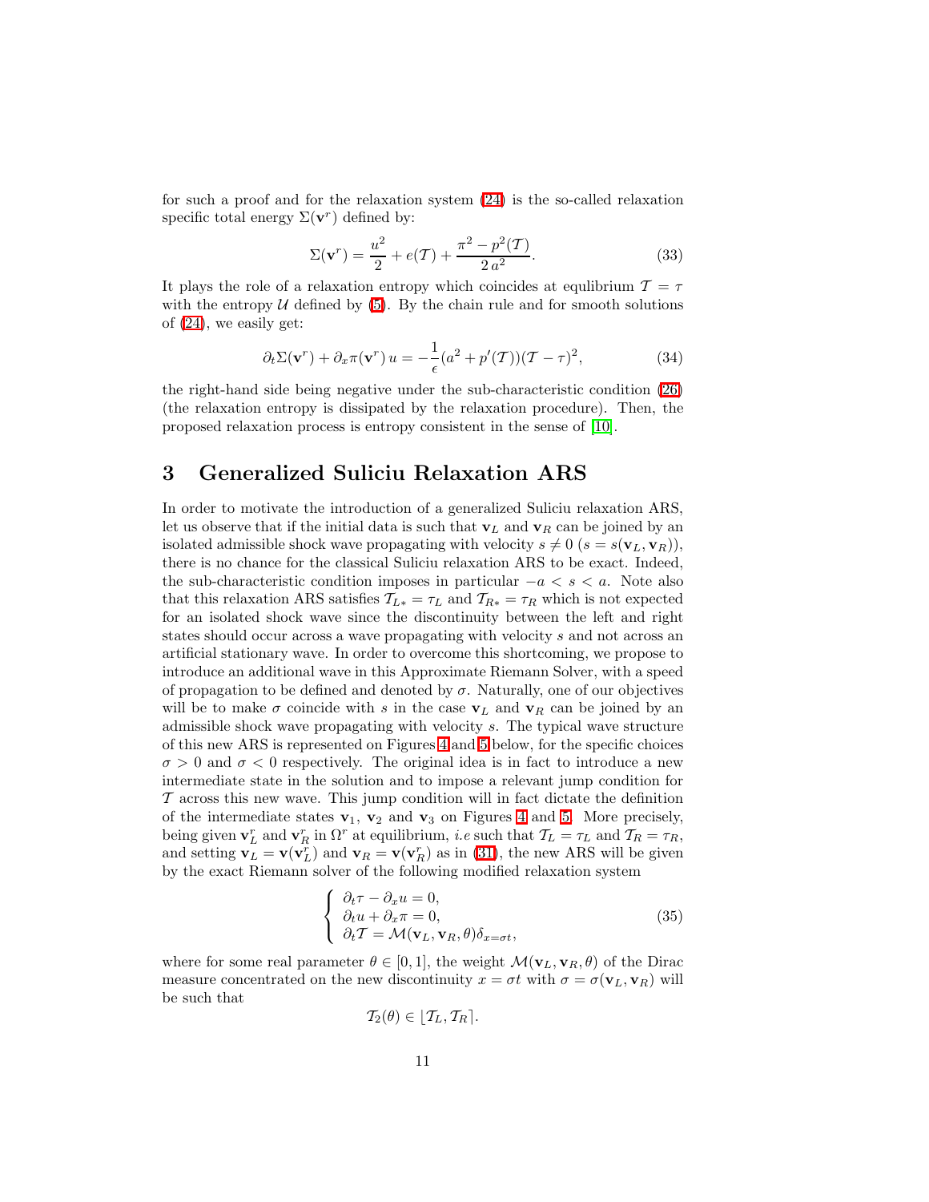for such a proof and for the relaxation system (24) is the so-called relaxation specific total energy $\Sigma(\mathbf{v}^r)$ defined by:

$$\Sigma(\mathbf{v}^r) = \frac{u^2}{2} + e(\mathcal{T}) + \frac{\pi^2 - p^2(\mathcal{T})}{2\,a^2}. \tag{33}$$

It plays the role of a relaxation entropy which coincides at equlibrium $\mathcal{T} = \tau$ with the entropy $\mathcal{U}$ defined by (5). By the chain rule and for smooth solutions of (24), we easily get:

$$\partial_t \Sigma(\mathbf{v}^r) + \partial_x \pi(\mathbf{v}^r)\, u = -\frac{1}{\epsilon}(a^2 + p'(\mathcal{T}))(\mathcal{T} - \tau)^2, \tag{34}$$

the right-hand side being negative under the sub-characteristic condition (26) (the relaxation entropy is dissipated by the relaxation procedure). Then, the proposed relaxation process is entropy consistent in the sense of [10].

# 3 Generalized Suliciu Relaxation ARS

In order to motivate the introduction of a generalized Suliciu relaxation ARS, let us observe that if the initial data is such that $\mathbf{v}_L$ and $\mathbf{v}_R$ can be joined by an isolated admissible shock wave propagating with velocity $s \neq 0$ ($s = s(\mathbf{v}_L, \mathbf{v}_R)$), there is no chance for the classical Suliciu relaxation ARS to be exact. Indeed, the sub-characteristic condition imposes in particular $-a < s < a$. Note also that this relaxation ARS satisfies $\mathcal{T}_{L*} = \tau_L$ and $\mathcal{T}_{R*} = \tau_R$ which is not expected for an isolated shock wave since the discontinuity between the left and right states should occur across a wave propagating with velocity $s$ and not across an artificial stationary wave. In order to overcome this shortcoming, we propose to introduce an additional wave in this Approximate Riemann Solver, with a speed of propagation to be defined and denoted by $\sigma$. Naturally, one of our objectives will be to make $\sigma$ coincide with $s$ in the case $\mathbf{v}_L$ and $\mathbf{v}_R$ can be joined by an admissible shock wave propagating with velocity $s$. The typical wave structure of this new ARS is represented on Figures 4 and 5 below, for the specific choices $\sigma > 0$ and $\sigma < 0$ respectively. The original idea is in fact to introduce a new intermediate state in the solution and to impose a relevant jump condition for $\mathcal{T}$ across this new wave. This jump condition will in fact dictate the definition of the intermediate states $\mathbf{v}_1$, $\mathbf{v}_2$ and $\mathbf{v}_3$ on Figures 4 and 5. More precisely, being given $\mathbf{v}_L^r$ and $\mathbf{v}_R^r$ in $\Omega^r$ at equilibrium, *i.e* such that $\mathcal{T}_L = \tau_L$ and $\mathcal{T}_R = \tau_R$, and setting $\mathbf{v}_L = \mathbf{v}(\mathbf{v}_L^r)$ and $\mathbf{v}_R = \mathbf{v}(\mathbf{v}_R^r)$ as in (31), the new ARS will be given by the exact Riemann solver of the following modified relaxation system

$$\begin{cases} \partial_t \tau - \partial_x u = 0, \\ \partial_t u + \partial_x \pi = 0, \\ \partial_t \mathcal{T} = \mathcal{M}(\mathbf{v}_L, \mathbf{v}_R, \theta)\delta_{x=\sigma t}, \end{cases} \tag{35}$$

where for some real parameter $\theta \in [0, 1]$, the weight $\mathcal{M}(\mathbf{v}_L, \mathbf{v}_R, \theta)$ of the Dirac measure concentrated on the new discontinuity $x = \sigma t$ with $\sigma = \sigma(\mathbf{v}_L, \mathbf{v}_R)$ will be such that

$$\mathcal{T}_2(\theta) \in \lfloor \mathcal{T}_L, \mathcal{T}_R \rceil.$$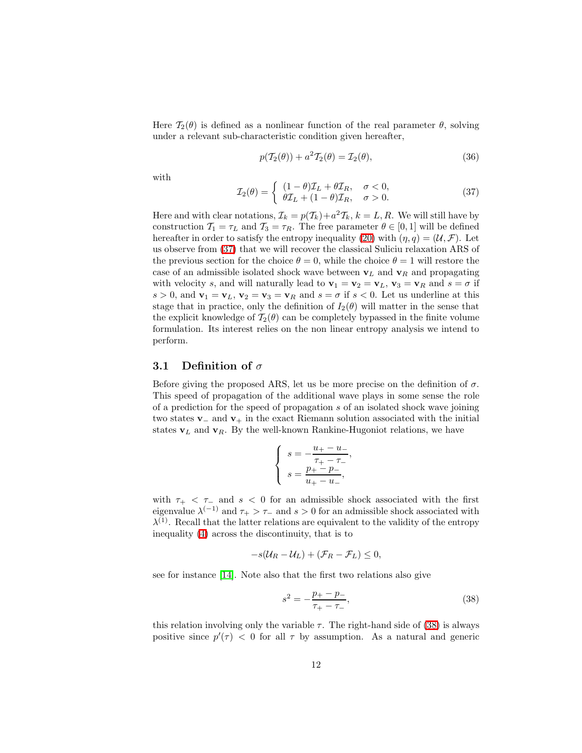Here $\mathcal{T}_2(\theta)$ is defined as a nonlinear function of the real parameter $\theta$, solving under a relevant sub-characteristic condition given hereafter,

$$p(\mathcal{T}_2(\theta)) + a^2\mathcal{T}_2(\theta) = \mathcal{I}_2(\theta), \tag{36}$$

with

$$\mathcal{I}_2(\theta) = \left\{ \begin{array}{ll} (1-\theta)\mathcal{I}_L + \theta\mathcal{I}_R, & \sigma < 0, \\ \theta\mathcal{I}_L + (1-\theta)\mathcal{I}_R, & \sigma > 0. \end{array} \right. \tag{37}$$

Here and with clear notations, $\mathcal{I}_k = p(\mathcal{T}_k) + a^2\mathcal{T}_k$, $k = L, R$. We will still have by construction $\mathcal{T}_1 = \tau_L$ and $\mathcal{T}_3 = \tau_R$. The free parameter $\theta \in [0, 1]$ will be defined hereafter in order to satisfy the entropy inequality (20) with $(\eta, q) = (\mathcal{U}, \mathcal{F})$. Let us observe from (37) that we will recover the classical Suliciu relaxation ARS of the previous section for the choice $\theta = 0$, while the choice $\theta = 1$ will restore the case of an admissible isolated shock wave between $\mathbf{v}_L$ and $\mathbf{v}_R$ and propagating with velocity $s$, and will naturally lead to $\mathbf{v}_1 = \mathbf{v}_2 = \mathbf{v}_L$, $\mathbf{v}_3 = \mathbf{v}_R$ and $s = \sigma$ if $s > 0$, and $\mathbf{v}_1 = \mathbf{v}_L$, $\mathbf{v}_2 = \mathbf{v}_3 = \mathbf{v}_R$ and $s = \sigma$ if $s < 0$. Let us underline at this stage that in practice, only the definition of $I_2(\theta)$ will matter in the sense that the explicit knowledge of $\mathcal{T}_2(\theta)$ can be completely bypassed in the finite volume formulation. Its interest relies on the non linear entropy analysis we intend to perform.

### 3.1 Definition of $\sigma$

Before giving the proposed ARS, let us be more precise on the definition of $\sigma$. This speed of propagation of the additional wave plays in some sense the role of a prediction for the speed of propagation $s$ of an isolated shock wave joining two states $\mathbf{v}_-$ and $\mathbf{v}_+$ in the exact Riemann solution associated with the initial states $\mathbf{v}_L$ and $\mathbf{v}_R$. By the well-known Rankine-Hugoniot relations, we have

$$\left\{ \begin{array}{l} s = -\dfrac{u_+ - u_-}{\tau_+ - \tau_-}, \\ s = \dfrac{p_+ - p_-}{u_+ - u_-}, \end{array} \right.$$

with $\tau_+ < \tau_-$ and $s < 0$ for an admissible shock associated with the first eigenvalue $\lambda^{(-1)}$ and $\tau_+ > \tau_-$ and $s > 0$ for an admissible shock associated with $\lambda^{(1)}$. Recall that the latter relations are equivalent to the validity of the entropy inequality (4) across the discontinuity, that is to

$$-s(\mathcal{U}_R - \mathcal{U}_L) + (\mathcal{F}_R - \mathcal{F}_L) \leq 0,$$

see for instance [14]. Note also that the first two relations also give

$$s^2 = -\frac{p_+ - p_-}{\tau_+ - \tau_-}, \tag{38}$$

this relation involving only the variable $\tau$. The right-hand side of (38) is always positive since $p'(\tau) < 0$ for all $\tau$ by assumption. As a natural and generic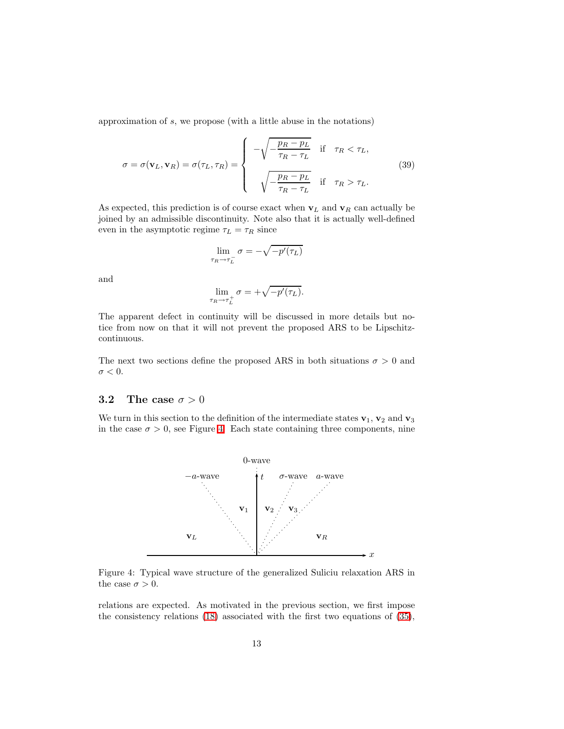approximation of $s$, we propose (with a little abuse in the notations)

$$\sigma = \sigma(\mathbf{v}_L, \mathbf{v}_R) = \sigma(\tau_L, \tau_R) = \begin{cases} -\sqrt{-\dfrac{p_R - p_L}{\tau_R - \tau_L}} & \text{if} \quad \tau_R < \tau_L, \\ \sqrt{-\dfrac{p_R - p_L}{\tau_R - \tau_L}} & \text{if} \quad \tau_R > \tau_L. \end{cases} \tag{39}$$

As expected, this prediction is of course exact when $\mathbf{v}_L$ and $\mathbf{v}_R$ can actually be joined by an admissible discontinuity. Note also that it is actually well-defined even in the asymptotic regime $\tau_L = \tau_R$ since

$$\lim_{\tau_R \to \tau_L^-} \sigma = -\sqrt{-p'(\tau_L)}$$

and

$$\lim_{\tau_R \to \tau_L^+} \sigma = +\sqrt{-p'(\tau_L)}.$$

The apparent defect in continuity will be discussed in more details but notice from now on that it will not prevent the proposed ARS to be Lipschitz-continuous.

The next two sections define the proposed ARS in both situations $\sigma > 0$ and $\sigma < 0$.

### 3.2 The case $\sigma > 0$

We turn in this section to the definition of the intermediate states $\mathbf{v}_1$, $\mathbf{v}_2$ and $\mathbf{v}_3$ in the case $\sigma > 0$, see Figure 4. Each state containing three components, nine

0-wave
$-a$-wave
$t$
$\sigma$-wave
$a$-wave
$\mathbf{v}_1$
$\mathbf{v}_2$
$\mathbf{v}_3$
$\mathbf{v}_L$
$\mathbf{v}_R$
$x$

Figure 4: Typical wave structure of the generalized Suliciu relaxation ARS in the case $\sigma > 0$.

relations are expected. As motivated in the previous section, we first impose the consistency relations (18) associated with the first two equations of (35),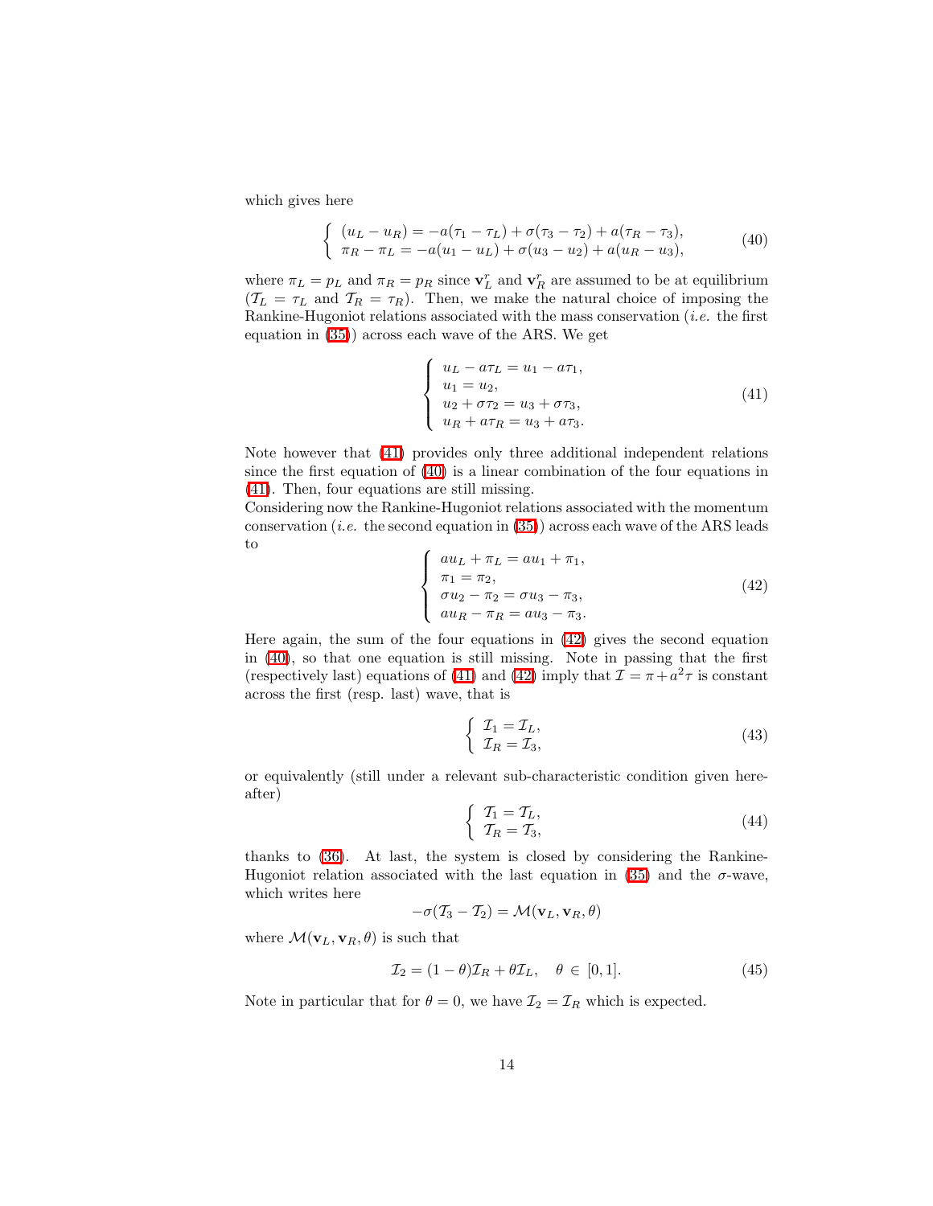which gives here

$$
\left\{ \begin{array}{l} (u_L - u_R) = -a(\tau_1 - \tau_L) + \sigma(\tau_3 - \tau_2) + a(\tau_R - \tau_3), \\ \pi_R - \pi_L = -a(u_1 - u_L) + \sigma(u_3 - u_2) + a(u_R - u_3), \end{array} \right. \tag{40}
$$

where $\pi_L = p_L$ and $\pi_R = p_R$ since $\mathbf{v}_L^r$ and $\mathbf{v}_R^r$ are assumed to be at equilibrium ($\mathcal{T}_L = \tau_L$ and $\mathcal{T}_R = \tau_R$). Then, we make the natural choice of imposing the Rankine-Hugoniot relations associated with the mass conservation (*i.e.* the first equation in (35)) across each wave of the ARS. We get

$$
\left\{ \begin{array}{l} u_L - a\tau_L = u_1 - a\tau_1, \\ u_1 = u_2, \\ u_2 + \sigma\tau_2 = u_3 + \sigma\tau_3, \\ u_R + a\tau_R = u_3 + a\tau_3. \end{array} \right. \tag{41}
$$

Note however that (41) provides only three additional independent relations since the first equation of (40) is a linear combination of the four equations in (41). Then, four equations are still missing.

Considering now the Rankine-Hugoniot relations associated with the momentum conservation (*i.e.* the second equation in (35)) across each wave of the ARS leads to

$$
\left\{ \begin{array}{l} au_L + \pi_L = au_1 + \pi_1, \\ \pi_1 = \pi_2, \\ \sigma u_2 - \pi_2 = \sigma u_3 - \pi_3, \\ au_R - \pi_R = au_3 - \pi_3. \end{array} \right. \tag{42}
$$

Here again, the sum of the four equations in (42) gives the second equation in (40), so that one equation is still missing. Note in passing that the first (respectively last) equations of (41) and (42) imply that $\mathcal{I} = \pi + a^2\tau$ is constant across the first (resp. last) wave, that is

$$
\left\{ \begin{array}{l} \mathcal{I}_1 = \mathcal{I}_L, \\ \mathcal{I}_R = \mathcal{I}_3, \end{array} \right. \tag{43}
$$

or equivalently (still under a relevant sub-characteristic condition given hereafter)

$$
\left\{ \begin{array}{l} \mathcal{T}_1 = \mathcal{T}_L, \\ \mathcal{T}_R = \mathcal{T}_3, \end{array} \right. \tag{44}
$$

thanks to (36). At last, the system is closed by considering the Rankine-Hugoniot relation associated with the last equation in (35) and the $\sigma$-wave, which writes here

$$
-\sigma(\mathcal{T}_3 - \mathcal{T}_2) = \mathcal{M}(\mathbf{v}_L, \mathbf{v}_R, \theta)
$$

where $\mathcal{M}(\mathbf{v}_L, \mathbf{v}_R, \theta)$ is such that

$$
\mathcal{I}_2 = (1-\theta)\mathcal{I}_R + \theta\mathcal{I}_L, \quad \theta \in [0,1]. \tag{45}
$$

Note in particular that for $\theta = 0$, we have $\mathcal{I}_2 = \mathcal{I}_R$ which is expected.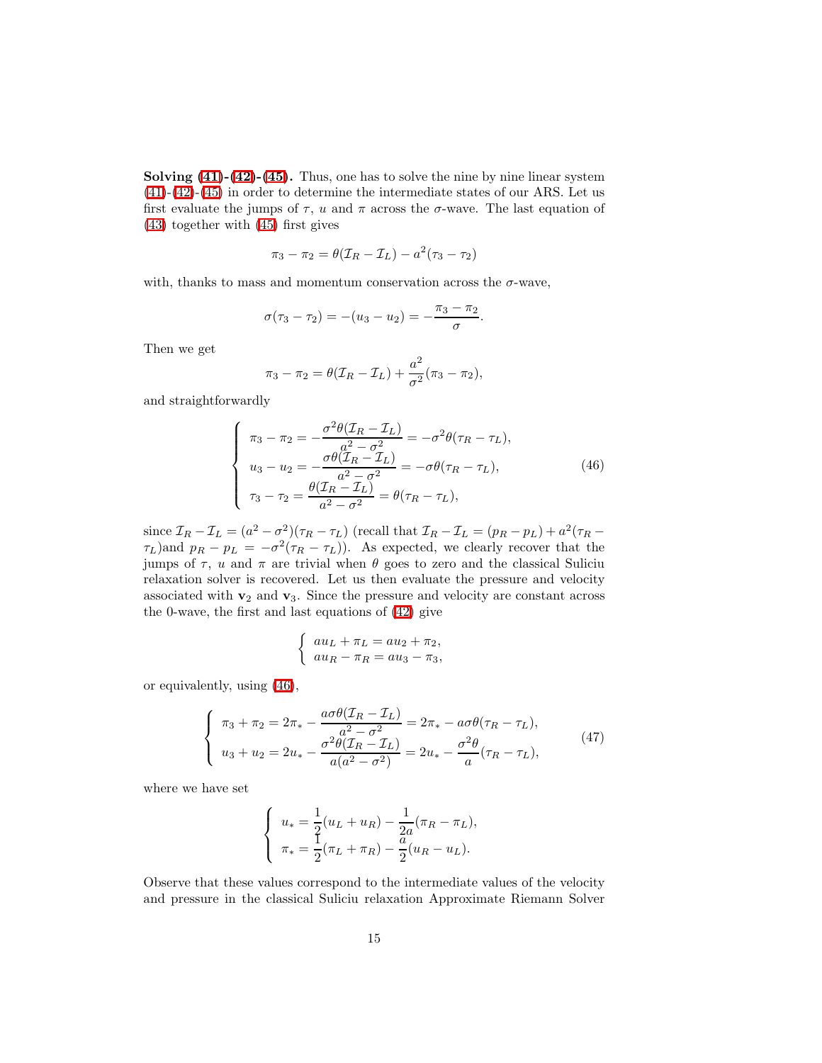**Solving (41)-(42)-(45).** Thus, one has to solve the nine by nine linear system (41)-(42)-(45) in order to determine the intermediate states of our ARS. Let us first evaluate the jumps of $\tau$, $u$ and $\pi$ across the $\sigma$-wave. The last equation of (43) together with (45) first gives

$$\pi_3 - \pi_2 = \theta(\mathcal{I}_R - \mathcal{I}_L) - a^2(\tau_3 - \tau_2)$$

with, thanks to mass and momentum conservation across the $\sigma$-wave,

$$\sigma(\tau_3 - \tau_2) = -(u_3 - u_2) = -\frac{\pi_3 - \pi_2}{\sigma}.$$

Then we get

$$\pi_3 - \pi_2 = \theta(\mathcal{I}_R - \mathcal{I}_L) + \frac{a^2}{\sigma^2}(\pi_3 - \pi_2),$$

and straightforwardly

$$\left\{\begin{array}{l} \pi_3 - \pi_2 = -\dfrac{\sigma^2\theta(\mathcal{I}_R - \mathcal{I}_L)}{a^2 - \sigma^2} = -\sigma^2\theta(\tau_R - \tau_L), \\ u_3 - u_2 = -\dfrac{\sigma\theta(\mathcal{I}_R - \mathcal{I}_L)}{a^2 - \sigma^2} = -\sigma\theta(\tau_R - \tau_L), \\ \tau_3 - \tau_2 = \dfrac{\theta(\mathcal{I}_R - \mathcal{I}_L)}{a^2 - \sigma^2} = \theta(\tau_R - \tau_L), \end{array}\right. \tag{46}$$

since $\mathcal{I}_R - \mathcal{I}_L = (a^2 - \sigma^2)(\tau_R - \tau_L)$ (recall that $\mathcal{I}_R - \mathcal{I}_L = (p_R - p_L) + a^2(\tau_R - \tau_L)$and $p_R - p_L = -\sigma^2(\tau_R - \tau_L)$). As expected, we clearly recover that the jumps of $\tau$, $u$ and $\pi$ are trivial when $\theta$ goes to zero and the classical Suliciu relaxation solver is recovered. Let us then evaluate the pressure and velocity associated with $\mathbf{v}_2$ and $\mathbf{v}_3$. Since the pressure and velocity are constant across the 0-wave, the first and last equations of (42) give

$$\left\{\begin{array}{l} au_L + \pi_L = au_2 + \pi_2, \\ au_R - \pi_R = au_3 - \pi_3, \end{array}\right.$$

or equivalently, using (46),

$$\left\{\begin{array}{l} \pi_3 + \pi_2 = 2\pi_* - \dfrac{a\sigma\theta(\mathcal{I}_R - \mathcal{I}_L)}{a^2 - \sigma^2} = 2\pi_* - a\sigma\theta(\tau_R - \tau_L), \\ u_3 + u_2 = 2u_* - \dfrac{\sigma^2\theta(\mathcal{I}_R - \mathcal{I}_L)}{a(a^2 - \sigma^2)} = 2u_* - \dfrac{\sigma^2\theta}{a}(\tau_R - \tau_L), \end{array}\right. \tag{47}$$

where we have set

$$\left\{\begin{array}{l} u_* = \dfrac{1}{2}(u_L + u_R) - \dfrac{1}{2a}(\pi_R - \pi_L), \\ \pi_* = \dfrac{1}{2}(\pi_L + \pi_R) - \dfrac{a}{2}(u_R - u_L). \end{array}\right.$$

Observe that these values correspond to the intermediate values of the velocity and pressure in the classical Suliciu relaxation Approximate Riemann Solver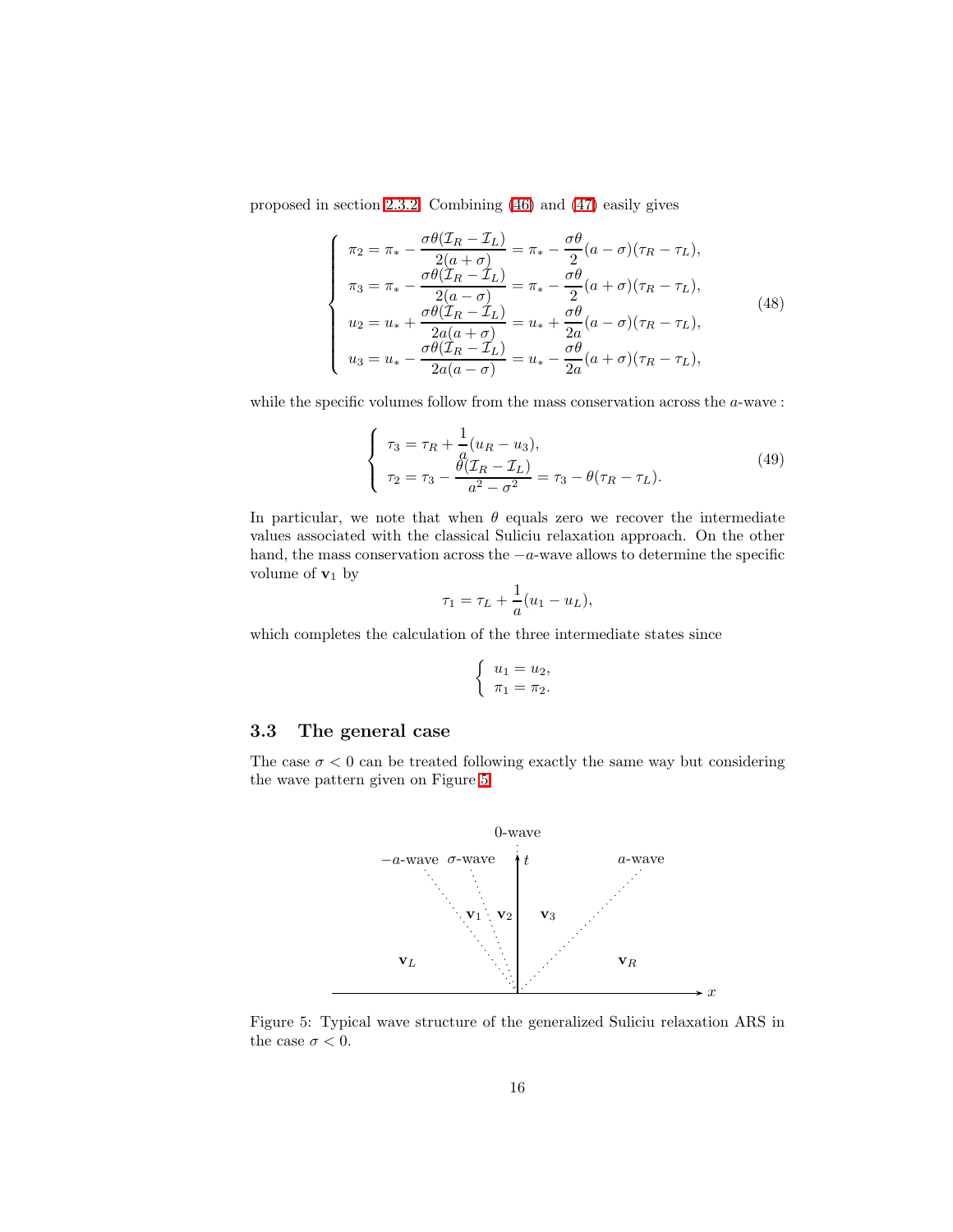proposed in section 2.3.2. Combining (46) and (47) easily gives

$$
\left\{
\begin{array}{l}
\pi_2 = \pi_* - \dfrac{\sigma\theta(\mathcal{I}_R - \mathcal{I}_L)}{2(a+\sigma)} = \pi_* - \dfrac{\sigma\theta}{2}(a-\sigma)(\tau_R - \tau_L), \\
\pi_3 = \pi_* - \dfrac{\sigma\theta(\mathcal{I}_R - \mathcal{I}_L)}{2(a-\sigma)} = \pi_* - \dfrac{\sigma\theta}{2}(a+\sigma)(\tau_R - \tau_L), \\
u_2 = u_* + \dfrac{\sigma\theta(\mathcal{I}_R - \mathcal{I}_L)}{2a(a+\sigma)} = u_* + \dfrac{\sigma\theta}{2a}(a-\sigma)(\tau_R - \tau_L), \\
u_3 = u_* - \dfrac{\sigma\theta(\mathcal{I}_R - \mathcal{I}_L)}{2a(a-\sigma)} = u_* - \dfrac{\sigma\theta}{2a}(a+\sigma)(\tau_R - \tau_L),
\end{array}
\right.
\tag{48}
$$

while the specific volumes follow from the mass conservation across the $a$-wave :

$$
\left\{
\begin{array}{l}
\tau_3 = \tau_R + \dfrac{1}{a}(u_R - u_3), \\
\tau_2 = \tau_3 - \dfrac{\theta(\mathcal{I}_R - \mathcal{I}_L)}{a^2 - \sigma^2} = \tau_3 - \theta(\tau_R - \tau_L).
\end{array}
\right.
\tag{49}
$$

In particular, we note that when $\theta$ equals zero we recover the intermediate values associated with the classical Suliciu relaxation approach. On the other hand, the mass conservation across the $-a$-wave allows to determine the specific volume of $\mathbf{v}_1$ by

$$
\tau_1 = \tau_L + \frac{1}{a}(u_1 - u_L),
$$

which completes the calculation of the three intermediate states since

$$
\left\{
\begin{array}{l}
u_1 = u_2, \\
\pi_1 = \pi_2.
\end{array}
\right.
$$

## 3.3 The general case

The case $\sigma < 0$ can be treated following exactly the same way but considering the wave pattern given on Figure 5.

0-wave

$-a$-wave $\sigma$-wave $t$ $a$-wave

$\mathbf{v}_1$ $\mathbf{v}_2$ $\mathbf{v}_3$

$\mathbf{v}_L$ $\mathbf{v}_R$

$x$

Figure 5: Typical wave structure of the generalized Suliciu relaxation ARS in the case $\sigma < 0$.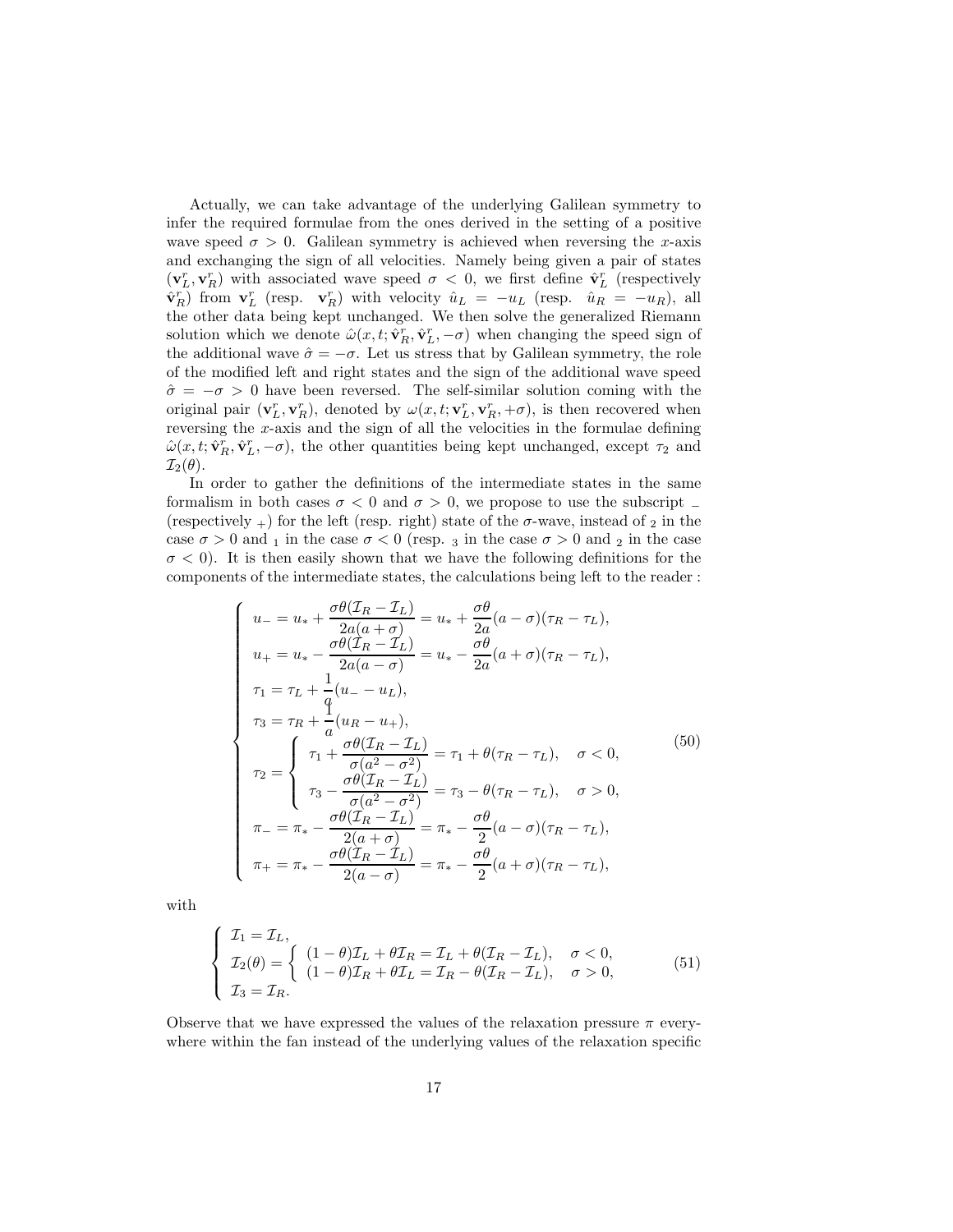Actually, we can take advantage of the underlying Galilean symmetry to infer the required formulae from the ones derived in the setting of a positive wave speed $\sigma > 0$. Galilean symmetry is achieved when reversing the $x$-axis and exchanging the sign of all velocities. Namely being given a pair of states $(\mathbf{v}_L^r, \mathbf{v}_R^r)$ with associated wave speed $\sigma < 0$, we first define $\hat{\mathbf{v}}_L^r$ (respectively $\hat{\mathbf{v}}_R^r$) from $\mathbf{v}_L^r$ (resp. $\mathbf{v}_R^r$) with velocity $\hat{u}_L = -u_L$ (resp. $\hat{u}_R = -u_R$), all the other data being kept unchanged. We then solve the generalized Riemann solution which we denote $\hat{\omega}(x, t; \hat{\mathbf{v}}_R^r, \hat{\mathbf{v}}_L^r, -\sigma)$ when changing the speed sign of the additional wave $\hat{\sigma} = -\sigma$. Let us stress that by Galilean symmetry, the role of the modified left and right states and the sign of the additional wave speed $\hat{\sigma} = -\sigma > 0$ have been reversed. The self-similar solution coming with the original pair $(\mathbf{v}_L^r, \mathbf{v}_R^r)$, denoted by $\omega(x, t; \mathbf{v}_L^r, \mathbf{v}_R^r, +\sigma)$, is then recovered when reversing the $x$-axis and the sign of all the velocities in the formulae defining $\hat{\omega}(x, t; \hat{\mathbf{v}}_R^r, \hat{\mathbf{v}}_L^r, -\sigma)$, the other quantities being kept unchanged, except $\tau_2$ and $\mathcal{I}_2(\theta)$.

In order to gather the definitions of the intermediate states in the same formalism in both cases $\sigma < 0$ and $\sigma > 0$, we propose to use the subscript $_-$ (respectively $_+$) for the left (resp. right) state of the $\sigma$-wave, instead of $_2$ in the case $\sigma > 0$ and $_1$ in the case $\sigma < 0$ (resp. $_3$ in the case $\sigma > 0$ and $_2$ in the case $\sigma < 0$). It is then easily shown that we have the following definitions for the components of the intermediate states, the calculations being left to the reader :

$$
\left\{
\begin{array}{l}
u_- = u_* + \dfrac{\sigma\theta(\mathcal{I}_R - \mathcal{I}_L)}{2a(a+\sigma)} = u_* + \dfrac{\sigma\theta}{2a}(a-\sigma)(\tau_R - \tau_L), \\
u_+ = u_* - \dfrac{\sigma\theta(\mathcal{I}_R - \mathcal{I}_L)}{2a(a-\sigma)} = u_* - \dfrac{\sigma\theta}{2a}(a+\sigma)(\tau_R - \tau_L), \\
\tau_1 = \tau_L + \dfrac{1}{a}(u_- - u_L), \\
\tau_3 = \tau_R + \dfrac{1}{a}(u_R - u_+), \\
\tau_2 = \left\{
\begin{array}{ll}
\tau_1 + \dfrac{\sigma\theta(\mathcal{I}_R - \mathcal{I}_L)}{\sigma(a^2 - \sigma^2)} = \tau_1 + \theta(\tau_R - \tau_L), & \sigma < 0, \\
\tau_3 - \dfrac{\sigma\theta(\mathcal{I}_R - \mathcal{I}_L)}{\sigma(a^2 - \sigma^2)} = \tau_3 - \theta(\tau_R - \tau_L), & \sigma > 0,
\end{array}
\right. \\
\pi_- = \pi_* - \dfrac{\sigma\theta(\mathcal{I}_R - \mathcal{I}_L)}{2(a+\sigma)} = \pi_* - \dfrac{\sigma\theta}{2}(a-\sigma)(\tau_R - \tau_L), \\
\pi_+ = \pi_* - \dfrac{\sigma\theta(\mathcal{I}_R - \mathcal{I}_L)}{2(a-\sigma)} = \pi_* - \dfrac{\sigma\theta}{2}(a+\sigma)(\tau_R - \tau_L),
\end{array}
\right.
\tag{50}
$$

with

$$
\left\{
\begin{array}{l}
\mathcal{I}_1 = \mathcal{I}_L, \\
\mathcal{I}_2(\theta) = \left\{
\begin{array}{ll}
(1-\theta)\mathcal{I}_L + \theta\mathcal{I}_R = \mathcal{I}_L + \theta(\mathcal{I}_R - \mathcal{I}_L), & \sigma < 0, \\
(1-\theta)\mathcal{I}_R + \theta\mathcal{I}_L = \mathcal{I}_R - \theta(\mathcal{I}_R - \mathcal{I}_L), & \sigma > 0,
\end{array}
\right. \\
\mathcal{I}_3 = \mathcal{I}_R.
\end{array}
\right.
\tag{51}
$$

Observe that we have expressed the values of the relaxation pressure $\pi$ everywhere within the fan instead of the underlying values of the relaxation specific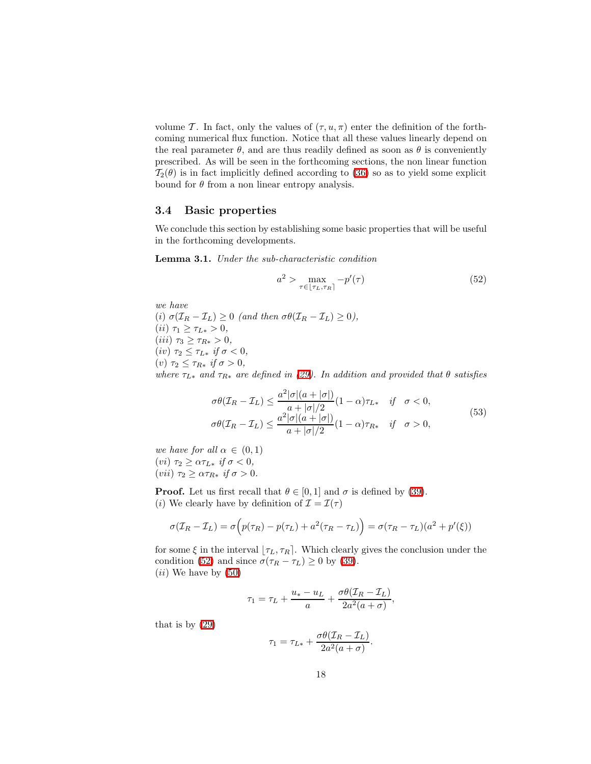volume $\mathcal{T}$. In fact, only the values of $(\tau, u, \pi)$ enter the definition of the forthcoming numerical flux function. Notice that all these values linearly depend on the real parameter $\theta$, and are thus readily defined as soon as $\theta$ is conveniently prescribed. As will be seen in the forthcoming sections, the non linear function $\mathcal{T}_2(\theta)$ is in fact implicitly defined according to (36) so as to yield some explicit bound for $\theta$ from a non linear entropy analysis.

### 3.4 Basic properties

We conclude this section by establishing some basic properties that will be useful in the forthcoming developments.

**Lemma 3.1.** *Under the sub-characteristic condition*

$$a^2 > \max_{\tau \in \lfloor \tau_L, \tau_R \rceil} -p'(\tau) \tag{52}$$

*we have*
*(i)* $\sigma(\mathcal{I}_R - \mathcal{I}_L) \geq 0$ *(and then* $\sigma\theta(\mathcal{I}_R - \mathcal{I}_L) \geq 0$*),*
*(ii)* $\tau_1 \geq \tau_{L*} > 0$*,*
*(iii)* $\tau_3 \geq \tau_{R*} > 0$*,*
*(iv)* $\tau_2 \leq \tau_{L*}$ *if* $\sigma < 0$*,*
*(v)* $\tau_2 \leq \tau_{R*}$ *if* $\sigma > 0$*,*
*where* $\tau_{L*}$ *and* $\tau_{R*}$ *are defined in (29). In addition and provided that* $\theta$ *satisfies*

$$\begin{aligned}
\sigma\theta(\mathcal{I}_R - \mathcal{I}_L) &\leq \frac{a^2|\sigma|(a+|\sigma|)}{a+|\sigma|/2}(1-\alpha)\tau_{L*} \quad \textit{if} \quad \sigma < 0, \\
\sigma\theta(\mathcal{I}_R - \mathcal{I}_L) &\leq \frac{a^2|\sigma|(a+|\sigma|)}{a+|\sigma|/2}(1-\alpha)\tau_{R*} \quad \textit{if} \quad \sigma > 0,
\end{aligned} \tag{53}$$

*we have for all* $\alpha \in (0,1)$
*(vi)* $\tau_2 \geq \alpha\tau_{L*}$ *if* $\sigma < 0$*,*
*(vii)* $\tau_2 \geq \alpha\tau_{R*}$ *if* $\sigma > 0$*.*

**Proof.** Let us first recall that $\theta \in [0,1]$ and $\sigma$ is defined by (39).
$(i)$ We clearly have by definition of $\mathcal{I} = \mathcal{I}(\tau)$

$$\sigma(\mathcal{I}_R - \mathcal{I}_L) = \sigma\Big(p(\tau_R) - p(\tau_L) + a^2(\tau_R - \tau_L)\Big) = \sigma(\tau_R - \tau_L)(a^2 + p'(\xi))$$

for some $\xi$ in the interval $\lfloor \tau_L, \tau_R \rceil$. Which clearly gives the conclusion under the condition (52) and since $\sigma(\tau_R - \tau_L) \geq 0$ by (39).
$(ii)$ We have by (50)

$$\tau_1 = \tau_L + \frac{u_* - u_L}{a} + \frac{\sigma\theta(\mathcal{I}_R - \mathcal{I}_L)}{2a^2(a+\sigma)},$$

that is by (29)

$$\tau_1 = \tau_{L*} + \frac{\sigma\theta(\mathcal{I}_R - \mathcal{I}_L)}{2a^2(a+\sigma)}.$$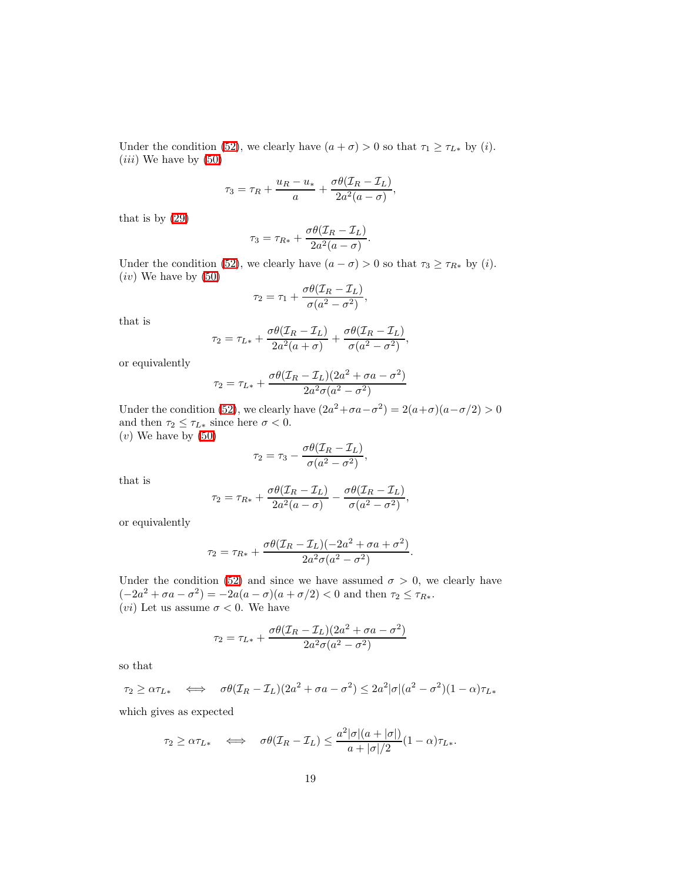Under the condition (52), we clearly have $(a + \sigma) > 0$ so that $\tau_1 \geq \tau_{L*}$ by $(i)$.
$(iii)$ We have by (50)

$$\tau_3 = \tau_R + \frac{u_R - u_*}{a} + \frac{\sigma\theta(\mathcal{I}_R - \mathcal{I}_L)}{2a^2(a - \sigma)},$$

that is by (29)

$$\tau_3 = \tau_{R*} + \frac{\sigma\theta(\mathcal{I}_R - \mathcal{I}_L)}{2a^2(a - \sigma)}.$$

Under the condition (52), we clearly have $(a - \sigma) > 0$ so that $\tau_3 \geq \tau_{R*}$ by $(i)$.
$(iv)$ We have by (50)

$$\tau_2 = \tau_1 + \frac{\sigma\theta(\mathcal{I}_R - \mathcal{I}_L)}{\sigma(a^2 - \sigma^2)},$$

that is

$$\tau_2 = \tau_{L*} + \frac{\sigma\theta(\mathcal{I}_R - \mathcal{I}_L)}{2a^2(a + \sigma)} + \frac{\sigma\theta(\mathcal{I}_R - \mathcal{I}_L)}{\sigma(a^2 - \sigma^2)},$$

or equivalently

$$\tau_2 = \tau_{L*} + \frac{\sigma\theta(\mathcal{I}_R - \mathcal{I}_L)(2a^2 + \sigma a - \sigma^2)}{2a^2\sigma(a^2 - \sigma^2)}$$

Under the condition (52), we clearly have $(2a^2 + \sigma a - \sigma^2) = 2(a+\sigma)(a-\sigma/2) > 0$ and then $\tau_2 \leq \tau_{L*}$ since here $\sigma < 0$.
$(v)$ We have by (50)

$$\tau_2 = \tau_3 - \frac{\sigma\theta(\mathcal{I}_R - \mathcal{I}_L)}{\sigma(a^2 - \sigma^2)},$$

that is

$$\tau_2 = \tau_{R*} + \frac{\sigma\theta(\mathcal{I}_R - \mathcal{I}_L)}{2a^2(a - \sigma)} - \frac{\sigma\theta(\mathcal{I}_R - \mathcal{I}_L)}{\sigma(a^2 - \sigma^2)},$$

or equivalently

$$\tau_2 = \tau_{R*} + \frac{\sigma\theta(\mathcal{I}_R - \mathcal{I}_L)(-2a^2 + \sigma a + \sigma^2)}{2a^2\sigma(a^2 - \sigma^2)}.$$

Under the condition (52) and since we have assumed $\sigma > 0$, we clearly have $(-2a^2 + \sigma a - \sigma^2) = -2a(a - \sigma)(a + \sigma/2) < 0$ and then $\tau_2 \leq \tau_{R*}$.
$(vi)$ Let us assume $\sigma < 0$. We have

$$\tau_2 = \tau_{L*} + \frac{\sigma\theta(\mathcal{I}_R - \mathcal{I}_L)(2a^2 + \sigma a - \sigma^2)}{2a^2\sigma(a^2 - \sigma^2)}$$

so that

$$\tau_2 \geq \alpha\tau_{L*} \iff \sigma\theta(\mathcal{I}_R - \mathcal{I}_L)(2a^2 + \sigma a - \sigma^2) \leq 2a^2|\sigma|(a^2 - \sigma^2)(1 - \alpha)\tau_{L*}$$

which gives as expected

$$\tau_2 \geq \alpha\tau_{L*} \iff \sigma\theta(\mathcal{I}_R - \mathcal{I}_L) \leq \frac{a^2|\sigma|(a + |\sigma|)}{a + |\sigma|/2}(1 - \alpha)\tau_{L*}.$$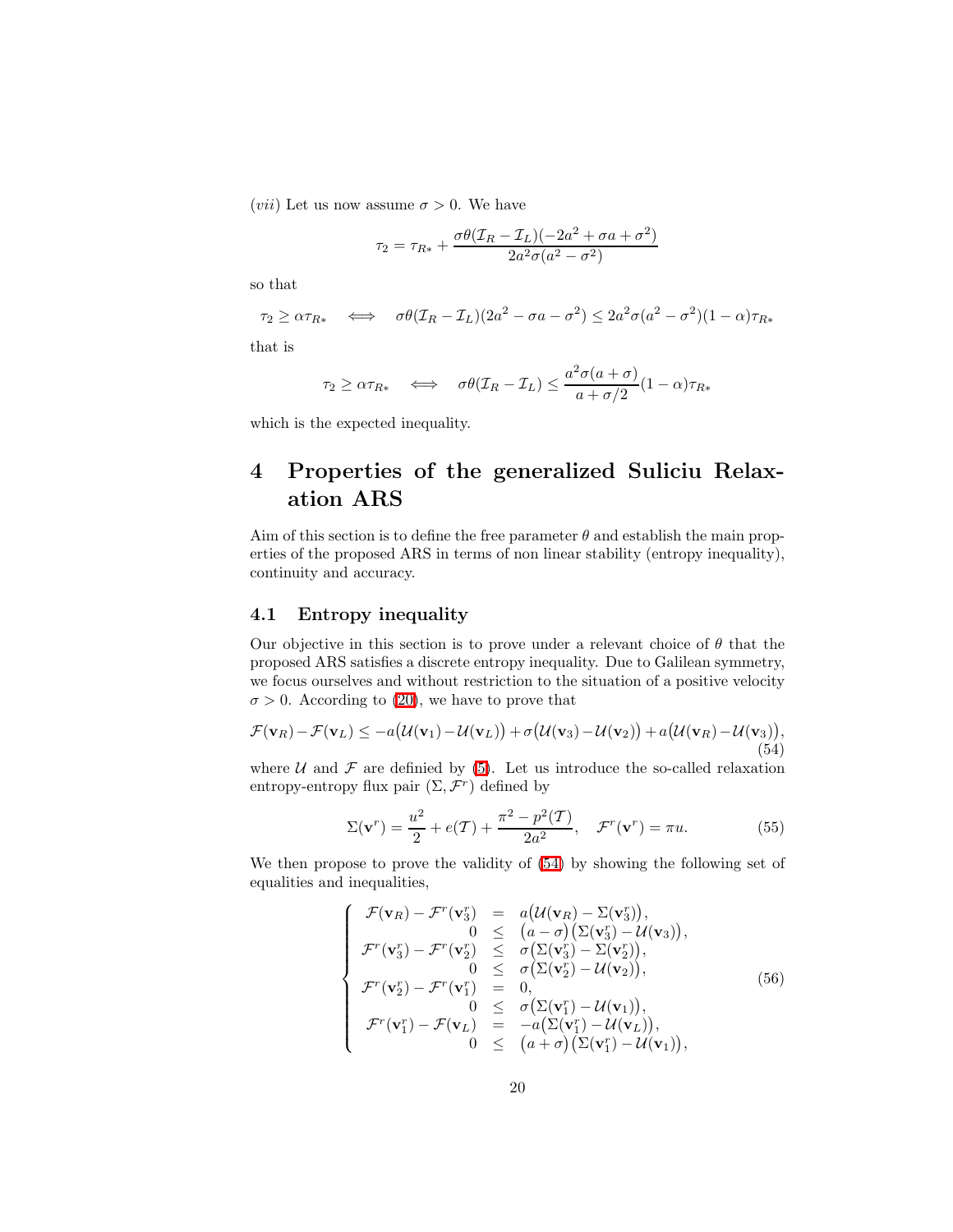$(vii)$ Let us now assume $\sigma > 0$. We have

$$\tau_2 = \tau_{R*} + \frac{\sigma\theta(\mathcal{I}_R - \mathcal{I}_L)(-2a^2 + \sigma a + \sigma^2)}{2a^2\sigma(a^2 - \sigma^2)}$$

so that

$$\tau_2 \geq \alpha\tau_{R*} \iff \sigma\theta(\mathcal{I}_R - \mathcal{I}_L)(2a^2 - \sigma a - \sigma^2) \leq 2a^2\sigma(a^2 - \sigma^2)(1-\alpha)\tau_{R*}$$

that is

$$\tau_2 \geq \alpha\tau_{R*} \iff \sigma\theta(\mathcal{I}_R - \mathcal{I}_L) \leq \frac{a^2\sigma(a+\sigma)}{a + \sigma/2}(1-\alpha)\tau_{R*}$$

which is the expected inequality.

# 4 Properties of the generalized Suliciu Relaxation ARS

Aim of this section is to define the free parameter $\theta$ and establish the main properties of the proposed ARS in terms of non linear stability (entropy inequality), continuity and accuracy.

## 4.1 Entropy inequality

Our objective in this section is to prove under a relevant choice of $\theta$ that the proposed ARS satisfies a discrete entropy inequality. Due to Galilean symmetry, we focus ourselves and without restriction to the situation of a positive velocity $\sigma > 0$. According to (20), we have to prove that

$$\mathcal{F}(\mathbf{v}_R) - \mathcal{F}(\mathbf{v}_L) \leq -a\big(\mathcal{U}(\mathbf{v}_1) - \mathcal{U}(\mathbf{v}_L)\big) + \sigma\big(\mathcal{U}(\mathbf{v}_3) - \mathcal{U}(\mathbf{v}_2)\big) + a\big(\mathcal{U}(\mathbf{v}_R) - \mathcal{U}(\mathbf{v}_3)\big), \tag{54}$$

where $\mathcal{U}$ and $\mathcal{F}$ are definied by (5). Let us introduce the so-called relaxation entropy-entropy flux pair $(\Sigma, \mathcal{F}^r)$ defined by

$$\Sigma(\mathbf{v}^r) = \frac{u^2}{2} + e(\mathcal{T}) + \frac{\pi^2 - p^2(\mathcal{T})}{2a^2}, \quad \mathcal{F}^r(\mathbf{v}^r) = \pi u. \tag{55}$$

We then propose to prove the validity of (54) by showing the following set of equalities and inequalities,

$$\left\{\begin{array}{rcl}
\mathcal{F}(\mathbf{v}_R) - \mathcal{F}^r(\mathbf{v}_3^r) & = & a\big(\mathcal{U}(\mathbf{v}_R) - \Sigma(\mathbf{v}_3^r)\big), \\
0 & \leq & (a-\sigma)\big(\Sigma(\mathbf{v}_3^r) - \mathcal{U}(\mathbf{v}_3)\big), \\
\mathcal{F}^r(\mathbf{v}_3^r) - \mathcal{F}^r(\mathbf{v}_2^r) & \leq & \sigma\big(\Sigma(\mathbf{v}_3^r) - \Sigma(\mathbf{v}_2^r)\big), \\
0 & \leq & \sigma\big(\Sigma(\mathbf{v}_2^r) - \mathcal{U}(\mathbf{v}_2)\big), \\
\mathcal{F}^r(\mathbf{v}_2^r) - \mathcal{F}^r(\mathbf{v}_1^r) & = & 0, \\
0 & \leq & \sigma\big(\Sigma(\mathbf{v}_1^r) - \mathcal{U}(\mathbf{v}_1)\big), \\
\mathcal{F}^r(\mathbf{v}_1^r) - \mathcal{F}(\mathbf{v}_L) & = & -a\big(\Sigma(\mathbf{v}_1^r) - \mathcal{U}(\mathbf{v}_L)\big), \\
0 & \leq & (a+\sigma)\big(\Sigma(\mathbf{v}_1^r) - \mathcal{U}(\mathbf{v}_1)\big),
\end{array}\right. \tag{56}$$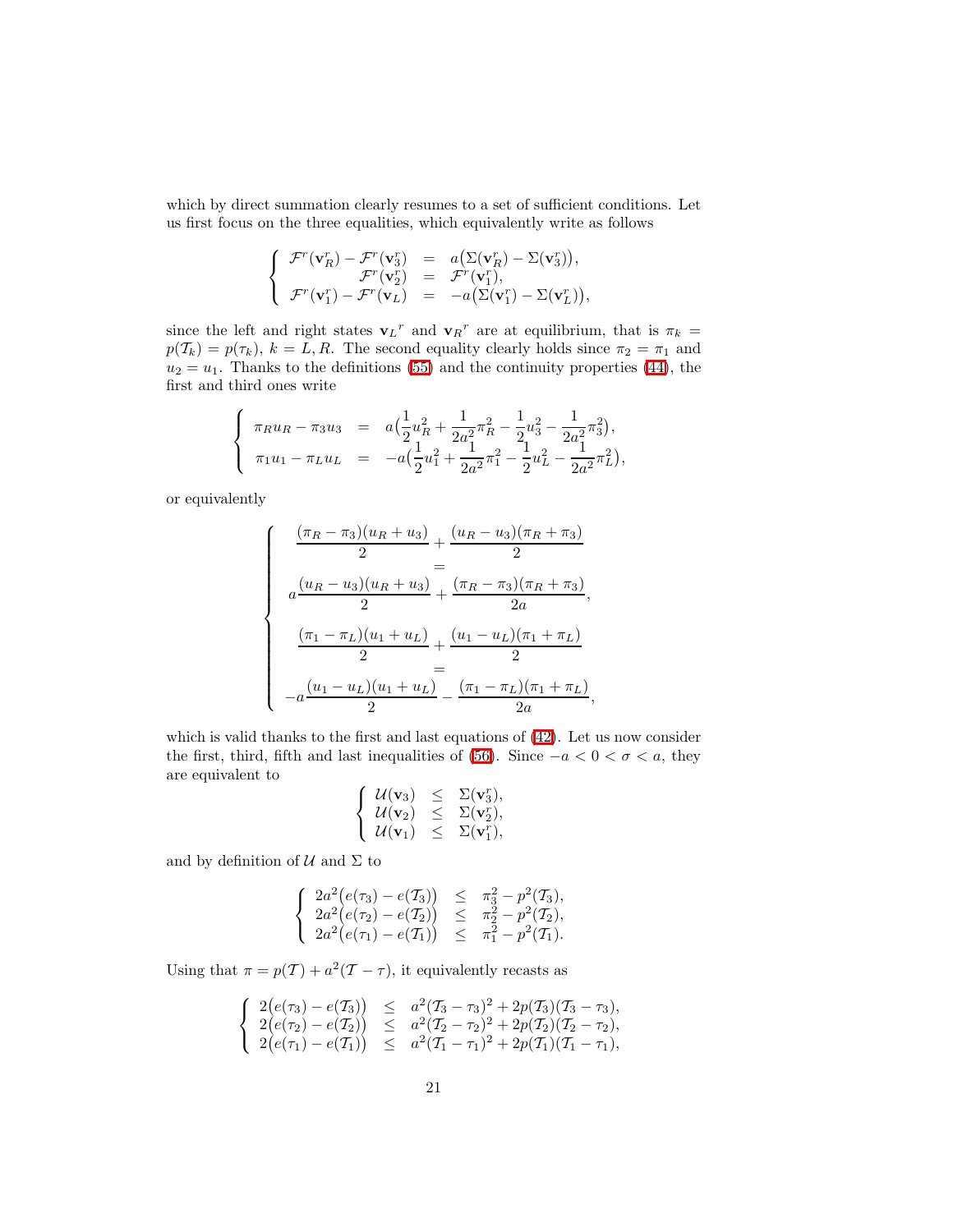which by direct summation clearly resumes to a set of sufficient conditions. Let us first focus on the three equalities, which equivalently write as follows

$$
\begin{cases}
\mathcal{F}^r(\mathbf{v}_R^r) - \mathcal{F}^r(\mathbf{v}_3^r) &= a\big(\Sigma(\mathbf{v}_R^r) - \Sigma(\mathbf{v}_3^r)\big), \\
\mathcal{F}^r(\mathbf{v}_2^r) &= \mathcal{F}^r(\mathbf{v}_1^r), \\
\mathcal{F}^r(\mathbf{v}_1^r) - \mathcal{F}^r(\mathbf{v}_L) &= -a\big(\Sigma(\mathbf{v}_1^r) - \Sigma(\mathbf{v}_L^r)\big),
\end{cases}
$$

since the left and right states ${\mathbf{v}_L}^r$ and ${\mathbf{v}_R}^r$ are at equilibrium, that is $\pi_k = p(\mathcal{T}_k) = p(\tau_k)$, $k = L, R$. The second equality clearly holds since $\pi_2 = \pi_1$ and $u_2 = u_1$. Thanks to the definitions (55) and the continuity properties (44), the first and third ones write

$$
\begin{cases}
\pi_R u_R - \pi_3 u_3 &= a\big(\dfrac{1}{2}u_R^2 + \dfrac{1}{2a^2}\pi_R^2 - \dfrac{1}{2}u_3^2 - \dfrac{1}{2a^2}\pi_3^2\big), \\
\pi_1 u_1 - \pi_L u_L &= -a\big(\dfrac{1}{2}u_1^2 + \dfrac{1}{2a^2}\pi_1^2 - \dfrac{1}{2}u_L^2 - \dfrac{1}{2a^2}\pi_L^2\big),
\end{cases}
$$

or equivalently

$$
\begin{cases}
\dfrac{(\pi_R - \pi_3)(u_R + u_3)}{2} + \dfrac{(u_R - u_3)(\pi_R + \pi_3)}{2} \\
= \\
a\dfrac{(u_R - u_3)(u_R + u_3)}{2} + \dfrac{(\pi_R - \pi_3)(\pi_R + \pi_3)}{2a}, \\
\dfrac{(\pi_1 - \pi_L)(u_1 + u_L)}{2} + \dfrac{(u_1 - u_L)(\pi_1 + \pi_L)}{2} \\
= \\
-a\dfrac{(u_1 - u_L)(u_1 + u_L)}{2} - \dfrac{(\pi_1 - \pi_L)(\pi_1 + \pi_L)}{2a},
\end{cases}
$$

which is valid thanks to the first and last equations of (42). Let us now consider the first, third, fifth and last inequalities of (56). Since $-a < 0 < \sigma < a$, they are equivalent to

$$
\begin{cases}
\mathcal{U}(\mathbf{v}_3) &\leq \Sigma(\mathbf{v}_3^r), \\
\mathcal{U}(\mathbf{v}_2) &\leq \Sigma(\mathbf{v}_2^r), \\
\mathcal{U}(\mathbf{v}_1) &\leq \Sigma(\mathbf{v}_1^r),
\end{cases}
$$

and by definition of $\mathcal{U}$ and $\Sigma$ to

$$
\begin{cases}
2a^2\big(e(\tau_3) - e(\mathcal{T}_3)\big) &\leq \pi_3^2 - p^2(\mathcal{T}_3), \\
2a^2\big(e(\tau_2) - e(\mathcal{T}_2)\big) &\leq \pi_2^2 - p^2(\mathcal{T}_2), \\
2a^2\big(e(\tau_1) - e(\mathcal{T}_1)\big) &\leq \pi_1^2 - p^2(\mathcal{T}_1).
\end{cases}
$$

Using that $\pi = p(\mathcal{T}) + a^2(\mathcal{T} - \tau)$, it equivalently recasts as

$$
\begin{cases}
2\big(e(\tau_3) - e(\mathcal{T}_3)\big) &\leq a^2(\mathcal{T}_3 - \tau_3)^2 + 2p(\mathcal{T}_3)(\mathcal{T}_3 - \tau_3), \\
2\big(e(\tau_2) - e(\mathcal{T}_2)\big) &\leq a^2(\mathcal{T}_2 - \tau_2)^2 + 2p(\mathcal{T}_2)(\mathcal{T}_2 - \tau_2), \\
2\big(e(\tau_1) - e(\mathcal{T}_1)\big) &\leq a^2(\mathcal{T}_1 - \tau_1)^2 + 2p(\mathcal{T}_1)(\mathcal{T}_1 - \tau_1),
\end{cases}
$$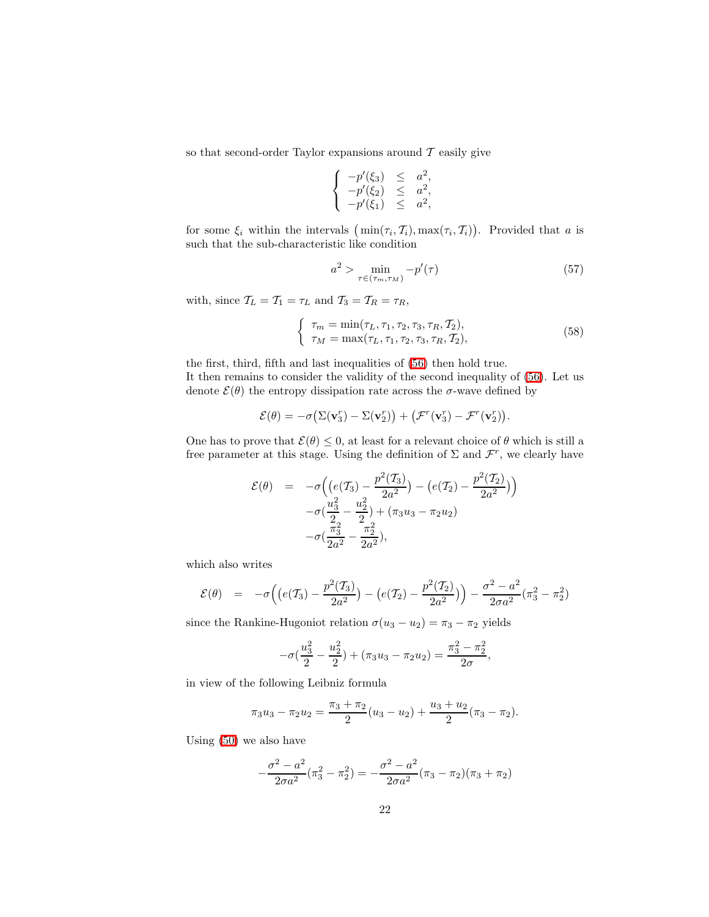so that second-order Taylor expansions around $\mathcal{T}$ easily give

$$
\left\{ \begin{array}{lcl} -p'(\xi_3) & \leq & a^2, \\ -p'(\xi_2) & \leq & a^2, \\ -p'(\xi_1) & \leq & a^2, \end{array} \right.
$$

for some $\xi_i$ within the intervals $\big(\min(\tau_i, \mathcal{T}_i), \max(\tau_i, \mathcal{T}_i)\big)$. Provided that $a$ is such that the sub-characteristic like condition

$$
a^2 > \min_{\tau \in (\tau_m, \tau_M)} -p'(\tau) \tag{57}
$$

with, since $\mathcal{T}_L = \mathcal{T}_1 = \tau_L$ and $\mathcal{T}_3 = \mathcal{T}_R = \tau_R$,

$$
\left\{ \begin{array}{l} \tau_m = \min(\tau_L, \tau_1, \tau_2, \tau_3, \tau_R, \mathcal{T}_2), \\ \tau_M = \max(\tau_L, \tau_1, \tau_2, \tau_3, \tau_R, \mathcal{T}_2), \end{array} \right. \tag{58}
$$

the first, third, fifth and last inequalities of (56) then hold true.
It then remains to consider the validity of the second inequality of (56). Let us denote $\mathcal{E}(\theta)$ the entropy dissipation rate across the $\sigma$-wave defined by

$$
\mathcal{E}(\theta) = -\sigma\big(\Sigma(\mathbf{v}_3^r) - \Sigma(\mathbf{v}_2^r)\big) + \big(\mathcal{F}^r(\mathbf{v}_3^r) - \mathcal{F}^r(\mathbf{v}_2^r)\big).
$$

One has to prove that $\mathcal{E}(\theta) \leq 0$, at least for a relevant choice of $\theta$ which is still a free parameter at this stage. Using the definition of $\Sigma$ and $\mathcal{F}^r$, we clearly have

$$
\begin{array}{rcl}
\mathcal{E}(\theta) & = & -\sigma\Big(\big(e(\mathcal{T}_3) - \dfrac{p^2(\mathcal{T}_3)}{2a^2}\big) - \big(e(\mathcal{T}_2) - \dfrac{p^2(\mathcal{T}_2)}{2a^2}\big)\Big) \\
& & -\sigma(\dfrac{u_3^2}{2} - \dfrac{u_2^2}{2}) + (\pi_3 u_3 - \pi_2 u_2) \\
& & -\sigma(\dfrac{\pi_3^2}{2a^2} - \dfrac{\pi_2^2}{2a^2}),
\end{array}
$$

which also writes

$$
\mathcal{E}(\theta) \;\; = \;\; -\sigma\Big(\big(e(\mathcal{T}_3) - \frac{p^2(\mathcal{T}_3)}{2a^2}\big) - \big(e(\mathcal{T}_2) - \frac{p^2(\mathcal{T}_2)}{2a^2}\big)\Big) - \frac{\sigma^2 - a^2}{2\sigma a^2}(\pi_3^2 - \pi_2^2)
$$

since the Rankine-Hugoniot relation $\sigma(u_3 - u_2) = \pi_3 - \pi_2$ yields

$$
-\sigma(\frac{u_3^2}{2} - \frac{u_2^2}{2}) + (\pi_3 u_3 - \pi_2 u_2) = \frac{\pi_3^2 - \pi_2^2}{2\sigma},
$$

in view of the following Leibniz formula

$$
\pi_3 u_3 - \pi_2 u_2 = \frac{\pi_3 + \pi_2}{2}(u_3 - u_2) + \frac{u_3 + u_2}{2}(\pi_3 - \pi_2).
$$

Using (50) we also have

$$
-\frac{\sigma^2 - a^2}{2\sigma a^2}(\pi_3^2 - \pi_2^2) = -\frac{\sigma^2 - a^2}{2\sigma a^2}(\pi_3 - \pi_2)(\pi_3 + \pi_2)
$$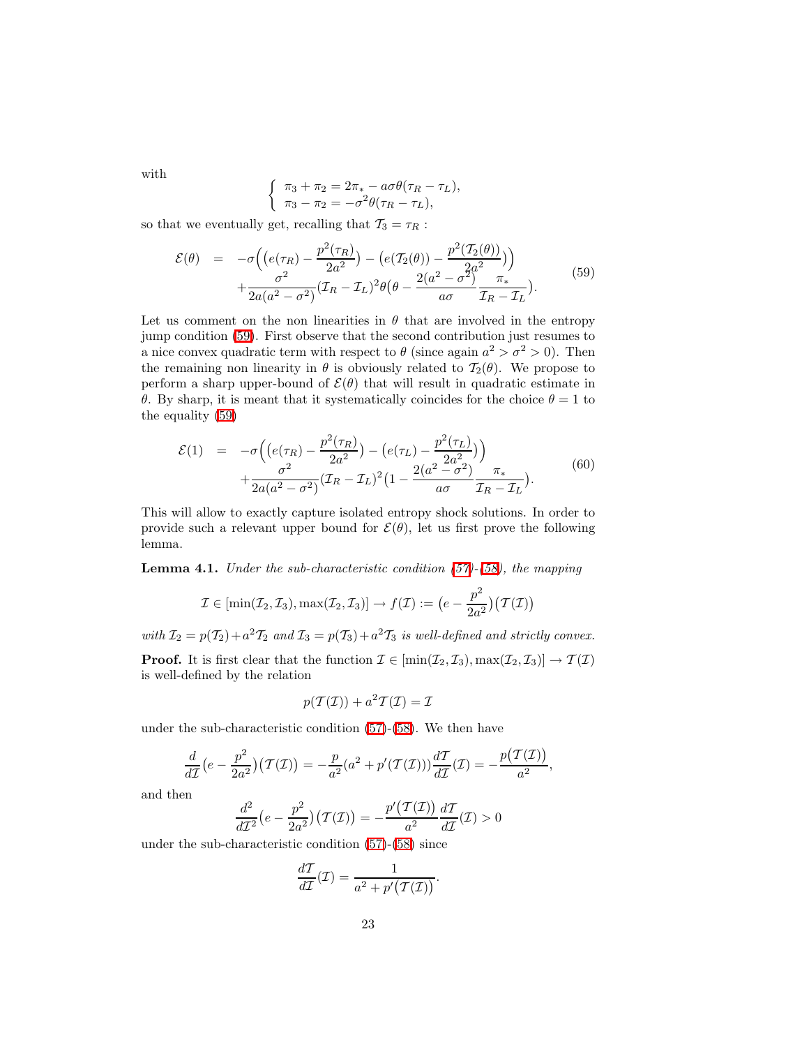with

$$
\begin{cases} \pi_3 + \pi_2 = 2\pi_* - a\sigma\theta(\tau_R - \tau_L), \\ \pi_3 - \pi_2 = -\sigma^2\theta(\tau_R - \tau_L), \end{cases}
$$

so that we eventually get, recalling that $\mathcal{T}_3 = \tau_R$ :

$$
\begin{aligned}
\mathcal{E}(\theta) \;\; = \;\; & -\sigma\Big(\big(e(\tau_R) - \frac{p^2(\tau_R)}{2a^2}\big) - \big(e(\mathcal{T}_2(\theta)) - \frac{p^2(\mathcal{T}_2(\theta))}{2a^2}\big)\Big) \\
& + \frac{\sigma^2}{2a(a^2-\sigma^2)}(\mathcal{I}_R - \mathcal{I}_L)^2\theta\big(\theta - \frac{2(a^2-\sigma^2)}{a\sigma}\frac{\pi_*}{\mathcal{I}_R - \mathcal{I}_L}\big).
\end{aligned} \tag{59}
$$

Let us comment on the non linearities in $\theta$ that are involved in the entropy jump condition (59). First observe that the second contribution just resumes to a nice convex quadratic term with respect to $\theta$ (since again $a^2 > \sigma^2 > 0$). Then the remaining non linearity in $\theta$ is obviously related to $\mathcal{T}_2(\theta)$. We propose to perform a sharp upper-bound of $\mathcal{E}(\theta)$ that will result in quadratic estimate in $\theta$. By sharp, it is meant that it systematically coincides for the choice $\theta = 1$ to the equality (59)

$$
\begin{aligned}
\mathcal{E}(1) \;\; = \;\; & -\sigma\Big(\big(e(\tau_R) - \frac{p^2(\tau_R)}{2a^2}\big) - \big(e(\tau_L) - \frac{p^2(\tau_L)}{2a^2}\big)\Big) \\
& + \frac{\sigma^2}{2a(a^2-\sigma^2)}(\mathcal{I}_R - \mathcal{I}_L)^2\big(1 - \frac{2(a^2-\sigma^2)}{a\sigma}\frac{\pi_*}{\mathcal{I}_R - \mathcal{I}_L}\big).
\end{aligned} \tag{60}
$$

This will allow to exactly capture isolated entropy shock solutions. In order to provide such a relevant upper bound for $\mathcal{E}(\theta)$, let us first prove the following lemma.

**Lemma 4.1.** *Under the sub-characteristic condition (57)-(58), the mapping*

$$
\mathcal{I} \in [\min(\mathcal{I}_2, \mathcal{I}_3), \max(\mathcal{I}_2, \mathcal{I}_3)] \to f(\mathcal{I}) := \big(e - \frac{p^2}{2a^2}\big)\big(\mathcal{T}(\mathcal{I})\big)
$$

*with* $\mathcal{I}_2 = p(\mathcal{T}_2) + a^2\mathcal{T}_2$ *and* $\mathcal{I}_3 = p(\mathcal{T}_3) + a^2\mathcal{T}_3$ *is well-defined and strictly convex.*

**Proof.** It is first clear that the function $\mathcal{I} \in [\min(\mathcal{I}_2, \mathcal{I}_3), \max(\mathcal{I}_2, \mathcal{I}_3)] \to \mathcal{T}(\mathcal{I})$ is well-defined by the relation

$$
p(\mathcal{T}(\mathcal{I})) + a^2\mathcal{T}(\mathcal{I}) = \mathcal{I}
$$

under the sub-characteristic condition (57)-(58). We then have

$$
\frac{d}{d\mathcal{I}}\big(e - \frac{p^2}{2a^2}\big)\big(\mathcal{T}(\mathcal{I})\big) = -\frac{p}{a^2}(a^2 + p'(\mathcal{T}(\mathcal{I})))\frac{d\mathcal{T}}{d\mathcal{I}}(\mathcal{I}) = -\frac{p\big(\mathcal{T}(\mathcal{I})\big)}{a^2},
$$

and then

$$
\frac{d^2}{d\mathcal{I}^2}\big(e - \frac{p^2}{2a^2}\big)\big(\mathcal{T}(\mathcal{I})\big) = -\frac{p'\big(\mathcal{T}(\mathcal{I})\big)}{a^2}\frac{d\mathcal{T}}{d\mathcal{I}}(\mathcal{I}) > 0
$$

under the sub-characteristic condition (57)-(58) since

$$
\frac{d\mathcal{T}}{d\mathcal{I}}(\mathcal{I}) = \frac{1}{a^2 + p'\big(\mathcal{T}(\mathcal{I})\big)}.
$$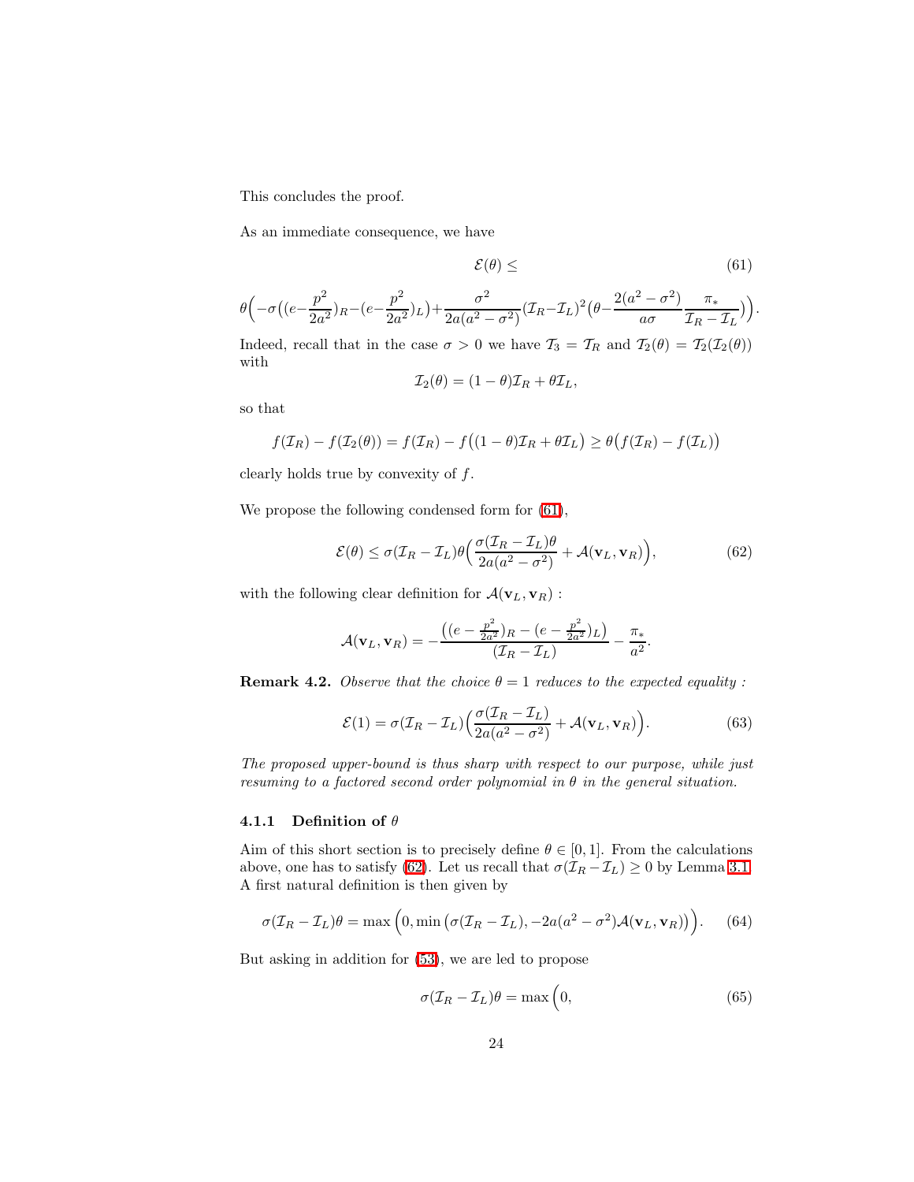This concludes the proof.

As an immediate consequence, we have

$$\mathcal{E}(\theta) \leq \tag{61}$$

$$\theta\Big(-\sigma\big((e-\frac{p^2}{2a^2})_R-(e-\frac{p^2}{2a^2})_L\big)+\frac{\sigma^2}{2a(a^2-\sigma^2)}(\mathcal{I}_R-\mathcal{I}_L)^2\big(\theta-\frac{2(a^2-\sigma^2)}{a\sigma}\frac{\pi_*}{\mathcal{I}_R-\mathcal{I}_L}\big)\Big).$$

Indeed, recall that in the case $\sigma > 0$ we have $\mathcal{T}_3 = \mathcal{T}_R$ and $\mathcal{T}_2(\theta) = \mathcal{T}_2(\mathcal{I}_2(\theta))$ with

$$\mathcal{I}_2(\theta) = (1-\theta)\mathcal{I}_R + \theta\mathcal{I}_L,$$

so that

$$f(\mathcal{I}_R) - f(\mathcal{I}_2(\theta)) = f(\mathcal{I}_R) - f\big((1-\theta)\mathcal{I}_R + \theta\mathcal{I}_L\big) \geq \theta\big(f(\mathcal{I}_R) - f(\mathcal{I}_L)\big)$$

clearly holds true by convexity of $f$.

We propose the following condensed form for (61),

$$\mathcal{E}(\theta) \leq \sigma(\mathcal{I}_R - \mathcal{I}_L)\theta\Big(\frac{\sigma(\mathcal{I}_R - \mathcal{I}_L)\theta}{2a(a^2-\sigma^2)} + \mathcal{A}(\mathbf{v}_L, \mathbf{v}_R)\Big), \tag{62}$$

with the following clear definition for $\mathcal{A}(\mathbf{v}_L, \mathbf{v}_R)$ :

$$\mathcal{A}(\mathbf{v}_L, \mathbf{v}_R) = -\frac{\big((e - \frac{p^2}{2a^2})_R - (e - \frac{p^2}{2a^2})_L\big)}{(\mathcal{I}_R - \mathcal{I}_L)} - \frac{\pi_*}{a^2}.$$

**Remark 4.2.** *Observe that the choice $\theta = 1$ reduces to the expected equality :*

$$\mathcal{E}(1) = \sigma(\mathcal{I}_R - \mathcal{I}_L)\Big(\frac{\sigma(\mathcal{I}_R - \mathcal{I}_L)}{2a(a^2-\sigma^2)} + \mathcal{A}(\mathbf{v}_L, \mathbf{v}_R)\Big). \tag{63}$$

*The proposed upper-bound is thus sharp with respect to our purpose, while just resuming to a factored second order polynomial in $\theta$ in the general situation.*

### 4.1.1 Definition of $\theta$

Aim of this short section is to precisely define $\theta \in [0, 1]$. From the calculations above, one has to satisfy (62). Let us recall that $\sigma(\mathcal{I}_R - \mathcal{I}_L) \geq 0$ by Lemma 3.1. A first natural definition is then given by

$$\sigma(\mathcal{I}_R - \mathcal{I}_L)\theta = \max\Big(0, \min\big(\sigma(\mathcal{I}_R - \mathcal{I}_L), -2a(a^2-\sigma^2)\mathcal{A}(\mathbf{v}_L, \mathbf{v}_R)\big)\Big). \tag{64}$$

But asking in addition for (53), we are led to propose

$$\sigma(\mathcal{I}_R - \mathcal{I}_L)\theta = \max\Big(0, \tag{65}$$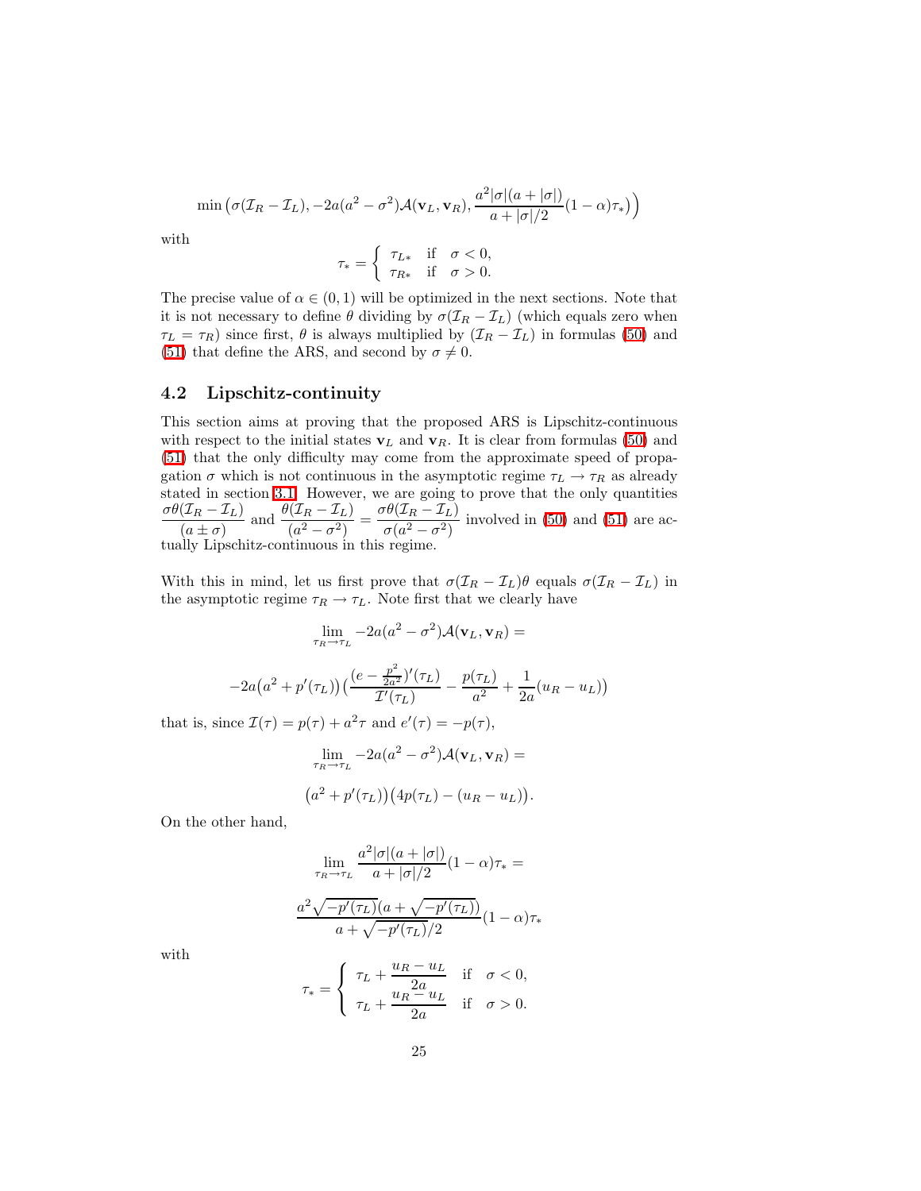$$\min\big(\sigma(\mathcal{I}_R - \mathcal{I}_L), -2a(a^2-\sigma^2)\mathcal{A}(\mathbf{v}_L, \mathbf{v}_R), \frac{a^2|\sigma|(a+|\sigma|)}{a+|\sigma|/2}(1-\alpha)\tau_*\big)\big)$$

with

$$\tau_* = \begin{cases} \tau_{L*} & \text{if} \quad \sigma < 0, \\ \tau_{R*} & \text{if} \quad \sigma > 0. \end{cases}$$

The precise value of $\alpha \in (0,1)$ will be optimized in the next sections. Note that it is not necessary to define $\theta$ dividing by $\sigma(\mathcal{I}_R - \mathcal{I}_L)$ (which equals zero when $\tau_L = \tau_R$) since first, $\theta$ is always multiplied by $(\mathcal{I}_R - \mathcal{I}_L)$ in formulas (50) and (51) that define the ARS, and second by $\sigma \neq 0$.

## 4.2 Lipschitz-continuity

This section aims at proving that the proposed ARS is Lipschitz-continuous with respect to the initial states $\mathbf{v}_L$ and $\mathbf{v}_R$. It is clear from formulas (50) and (51) that the only difficulty may come from the approximate speed of propagation $\sigma$ which is not continuous in the asymptotic regime $\tau_L \to \tau_R$ as already stated in section 3.1. However, we are going to prove that the only quantities $\dfrac{\sigma\theta(\mathcal{I}_R - \mathcal{I}_L)}{(a \pm \sigma)}$ and $\dfrac{\theta(\mathcal{I}_R - \mathcal{I}_L)}{(a^2 - \sigma^2)} = \dfrac{\sigma\theta(\mathcal{I}_R - \mathcal{I}_L)}{\sigma(a^2 - \sigma^2)}$ involved in (50) and (51) are actually Lipschitz-continuous in this regime.

With this in mind, let us first prove that $\sigma(\mathcal{I}_R - \mathcal{I}_L)\theta$ equals $\sigma(\mathcal{I}_R - \mathcal{I}_L)$ in the asymptotic regime $\tau_R \to \tau_L$. Note first that we clearly have

$$\lim_{\tau_R \to \tau_L} -2a(a^2-\sigma^2)\mathcal{A}(\mathbf{v}_L, \mathbf{v}_R) =$$

$$-2a\big(a^2 + p'(\tau_L)\big)\big(\frac{(e - \frac{p^2}{2a^2})'(\tau_L)}{\mathcal{I}'(\tau_L)} - \frac{p(\tau_L)}{a^2} + \frac{1}{2a}(u_R - u_L)\big)$$

that is, since $\mathcal{I}(\tau) = p(\tau) + a^2\tau$ and $e'(\tau) = -p(\tau)$,

$$\lim_{\tau_R \to \tau_L} -2a(a^2-\sigma^2)\mathcal{A}(\mathbf{v}_L, \mathbf{v}_R) =$$

$$\big(a^2 + p'(\tau_L)\big)\big(4p(\tau_L) - (u_R - u_L)\big).$$

On the other hand,

$$\lim_{\tau_R \to \tau_L} \frac{a^2|\sigma|(a+|\sigma|)}{a+|\sigma|/2}(1-\alpha)\tau_* =$$

$$\frac{a^2\sqrt{-p'(\tau_L)}(a + \sqrt{-p'(\tau_L)})}{a + \sqrt{-p'(\tau_L)}/2}(1-\alpha)\tau_*$$

with

$$\tau_* = \begin{cases} \tau_L + \dfrac{u_R - u_L}{2a} & \text{if} \quad \sigma < 0, \\ \tau_L + \dfrac{u_R - u_L}{2a} & \text{if} \quad \sigma > 0. \end{cases}$$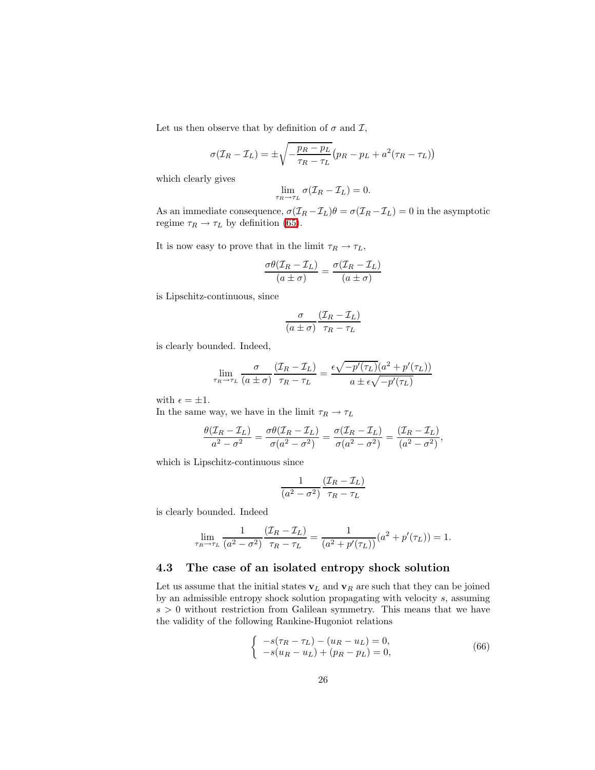Let us then observe that by definition of $\sigma$ and $\mathcal{I}$,

$$\sigma(\mathcal{I}_R - \mathcal{I}_L) = \pm\sqrt{-\frac{p_R - p_L}{\tau_R - \tau_L}}\big(p_R - p_L + a^2(\tau_R - \tau_L)\big)$$

which clearly gives

$$\lim_{\tau_R \to \tau_L} \sigma(\mathcal{I}_R - \mathcal{I}_L) = 0.$$

As an immediate consequence, $\sigma(\mathcal{I}_R - \mathcal{I}_L)\theta = \sigma(\mathcal{I}_R - \mathcal{I}_L) = 0$ in the asymptotic regime $\tau_R \to \tau_L$ by definition (65).

It is now easy to prove that in the limit $\tau_R \to \tau_L$,

$$\frac{\sigma\theta(\mathcal{I}_R - \mathcal{I}_L)}{(a \pm \sigma)} = \frac{\sigma(\mathcal{I}_R - \mathcal{I}_L)}{(a \pm \sigma)}$$

is Lipschitz-continuous, since

$$\frac{\sigma}{(a \pm \sigma)} \frac{(\mathcal{I}_R - \mathcal{I}_L)}{\tau_R - \tau_L}$$

is clearly bounded. Indeed,

$$\lim_{\tau_R \to \tau_L} \frac{\sigma}{(a \pm \sigma)} \frac{(\mathcal{I}_R - \mathcal{I}_L)}{\tau_R - \tau_L} = \frac{\epsilon\sqrt{-p'(\tau_L)}(a^2 + p'(\tau_L))}{a \pm \epsilon\sqrt{-p'(\tau_L)}}$$

with $\epsilon = \pm 1$.
In the same way, we have in the limit $\tau_R \to \tau_L$

$$\frac{\theta(\mathcal{I}_R - \mathcal{I}_L)}{a^2 - \sigma^2} = \frac{\sigma\theta(\mathcal{I}_R - \mathcal{I}_L)}{\sigma(a^2 - \sigma^2)} = \frac{\sigma(\mathcal{I}_R - \mathcal{I}_L)}{\sigma(a^2 - \sigma^2)} = \frac{(\mathcal{I}_R - \mathcal{I}_L)}{(a^2 - \sigma^2)},$$

which is Lipschitz-continuous since

$$\frac{1}{(a^2 - \sigma^2)} \frac{(\mathcal{I}_R - \mathcal{I}_L)}{\tau_R - \tau_L}$$

is clearly bounded. Indeed

$$\lim_{\tau_R \to \tau_L} \frac{1}{(a^2 - \sigma^2)} \frac{(\mathcal{I}_R - \mathcal{I}_L)}{\tau_R - \tau_L} = \frac{1}{(a^2 + p'(\tau_L))}(a^2 + p'(\tau_L)) = 1.$$

### 4.3 The case of an isolated entropy shock solution

Let us assume that the initial states $\mathbf{v}_L$ and $\mathbf{v}_R$ are such that they can be joined by an admissible entropy shock solution propagating with velocity $s$, assuming $s > 0$ without restriction from Galilean symmetry. This means that we have the validity of the following Rankine-Hugoniot relations

$$\left\{ \begin{array}{l} -s(\tau_R - \tau_L) - (u_R - u_L) = 0, \\ -s(u_R - u_L) + (p_R - p_L) = 0, \end{array} \right. \tag{66}$$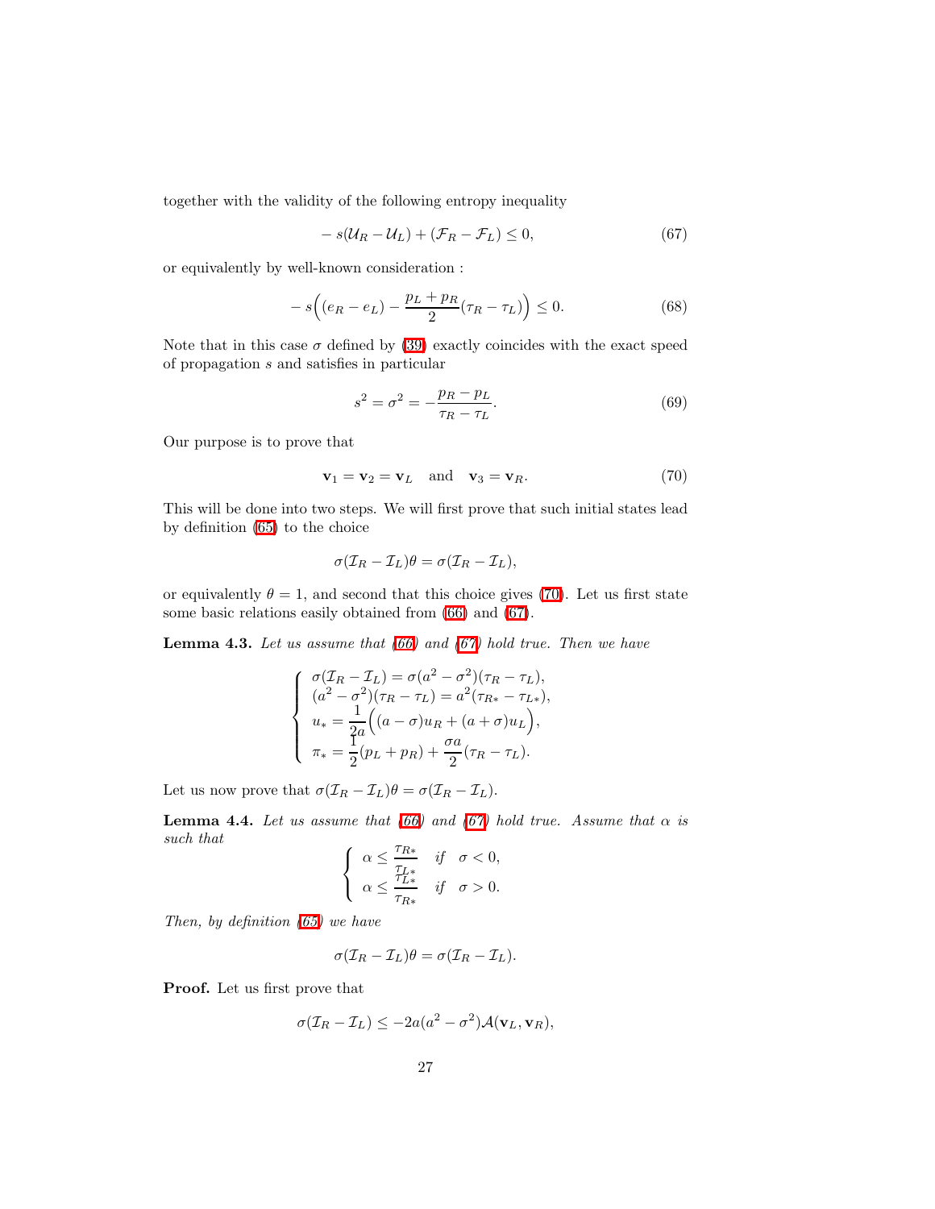together with the validity of the following entropy inequality

$$- s(\mathcal{U}_R - \mathcal{U}_L) + (\mathcal{F}_R - \mathcal{F}_L) \leq 0, \tag{67}$$

or equivalently by well-known consideration :

$$- s\Big((e_R - e_L) - \frac{p_L + p_R}{2}(\tau_R - \tau_L)\Big) \leq 0. \tag{68}$$

Note that in this case $\sigma$ defined by (39) exactly coincides with the exact speed of propagation $s$ and satisfies in particular

$$s^2 = \sigma^2 = -\frac{p_R - p_L}{\tau_R - \tau_L}. \tag{69}$$

Our purpose is to prove that

$$\mathbf{v}_1 = \mathbf{v}_2 = \mathbf{v}_L \quad \text{and} \quad \mathbf{v}_3 = \mathbf{v}_R. \tag{70}$$

This will be done into two steps. We will first prove that such initial states lead by definition (65) to the choice

$$\sigma(\mathcal{I}_R - \mathcal{I}_L)\theta = \sigma(\mathcal{I}_R - \mathcal{I}_L),$$

or equivalently $\theta = 1$, and second that this choice gives (70). Let us first state some basic relations easily obtained from (66) and (67).

**Lemma 4.3.** *Let us assume that (66) and (67) hold true. Then we have*

$$\left\{ \begin{array}{l} \sigma(\mathcal{I}_R - \mathcal{I}_L) = \sigma(a^2 - \sigma^2)(\tau_R - \tau_L), \\ (a^2 - \sigma^2)(\tau_R - \tau_L) = a^2(\tau_{R*} - \tau_{L*}), \\ u_* = \dfrac{1}{2a}\Big((a - \sigma)u_R + (a + \sigma)u_L\Big), \\ \pi_* = \dfrac{1}{2}(p_L + p_R) + \dfrac{\sigma a}{2}(\tau_R - \tau_L). \end{array} \right.$$

Let us now prove that $\sigma(\mathcal{I}_R - \mathcal{I}_L)\theta = \sigma(\mathcal{I}_R - \mathcal{I}_L)$.

**Lemma 4.4.** *Let us assume that (66) and (67) hold true. Assume that $\alpha$ is such that*

$$\left\{ \begin{array}{ll} \alpha \leq \dfrac{\tau_{R*}}{\tau_{L*}} & \text{if} \quad \sigma < 0, \\ \alpha \leq \dfrac{\tau_{L*}}{\tau_{R*}} & \text{if} \quad \sigma > 0. \end{array} \right.$$

*Then, by definition (65) we have*

$$\sigma(\mathcal{I}_R - \mathcal{I}_L)\theta = \sigma(\mathcal{I}_R - \mathcal{I}_L).$$

**Proof.** Let us first prove that

$$\sigma(\mathcal{I}_R - \mathcal{I}_L) \leq -2a(a^2 - \sigma^2)\mathcal{A}(\mathbf{v}_L, \mathbf{v}_R),$$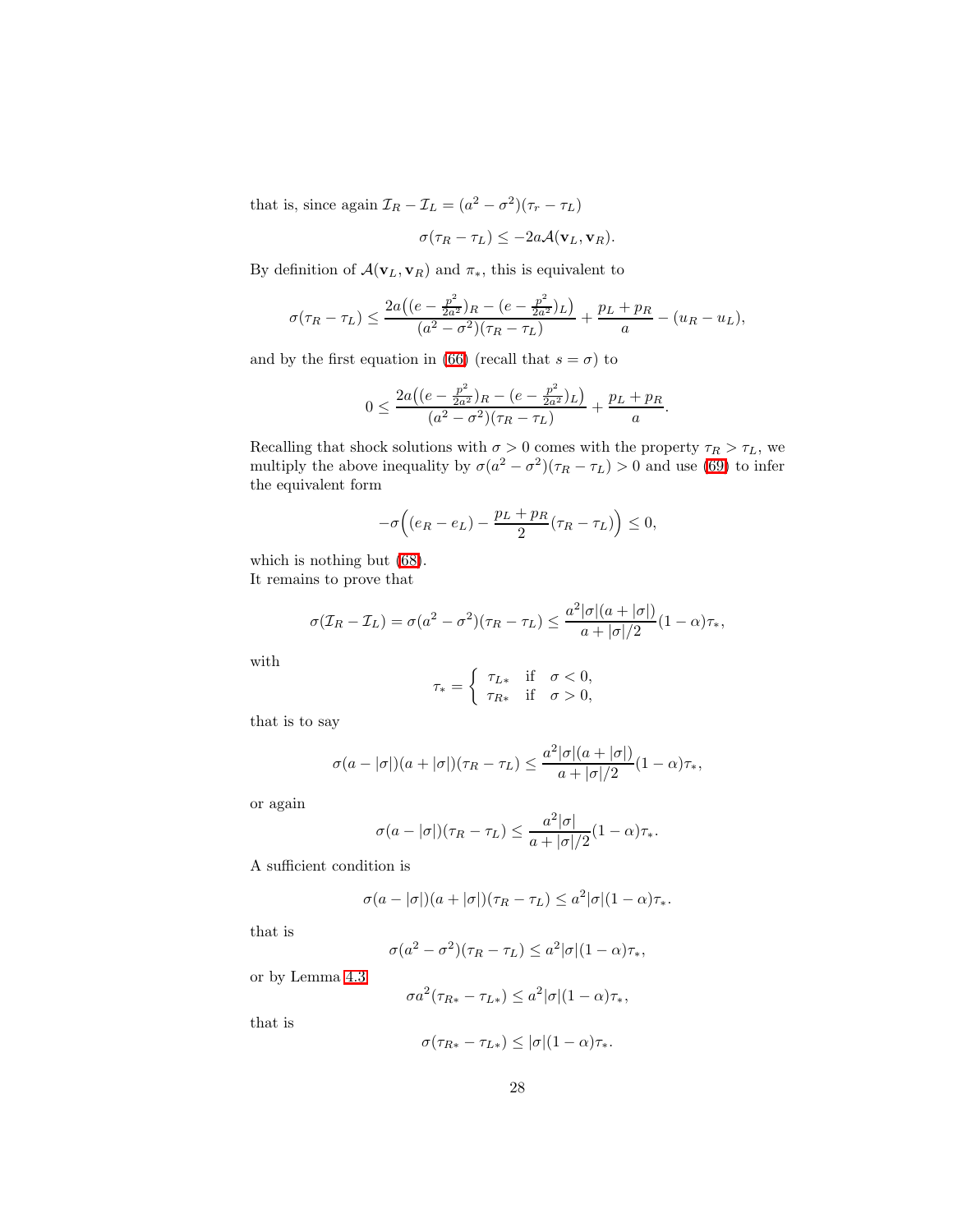that is, since again $\mathcal{I}_R - \mathcal{I}_L = (a^2 - \sigma^2)(\tau_r - \tau_L)$

$$\sigma(\tau_R - \tau_L) \leq -2a\mathcal{A}(\mathbf{v}_L, \mathbf{v}_R).$$

By definition of $\mathcal{A}(\mathbf{v}_L, \mathbf{v}_R)$ and $\pi_*$, this is equivalent to

$$\sigma(\tau_R - \tau_L) \leq \frac{2a\big((e - \frac{p^2}{2a^2})_R - (e - \frac{p^2}{2a^2})_L\big)}{(a^2 - \sigma^2)(\tau_R - \tau_L)} + \frac{p_L + p_R}{a} - (u_R - u_L),$$

and by the first equation in (66) (recall that $s = \sigma$) to

$$0 \leq \frac{2a\big((e - \frac{p^2}{2a^2})_R - (e - \frac{p^2}{2a^2})_L\big)}{(a^2 - \sigma^2)(\tau_R - \tau_L)} + \frac{p_L + p_R}{a}.$$

Recalling that shock solutions with $\sigma > 0$ comes with the property $\tau_R > \tau_L$, we multiply the above inequality by $\sigma(a^2 - \sigma^2)(\tau_R - \tau_L) > 0$ and use (69) to infer the equivalent form

$$-\sigma\Big((e_R - e_L) - \frac{p_L + p_R}{2}(\tau_R - \tau_L)\Big) \leq 0,$$

which is nothing but (68).
It remains to prove that

$$\sigma(\mathcal{I}_R - \mathcal{I}_L) = \sigma(a^2 - \sigma^2)(\tau_R - \tau_L) \leq \frac{a^2|\sigma|(a + |\sigma|)}{a + |\sigma|/2}(1 - \alpha)\tau_*,$$

with

$$\tau_* = \begin{cases} \tau_{L*} & \text{if} \quad \sigma < 0, \\ \tau_{R*} & \text{if} \quad \sigma > 0, \end{cases}$$

that is to say

$$\sigma(a - |\sigma|)(a + |\sigma|)(\tau_R - \tau_L) \leq \frac{a^2|\sigma|(a + |\sigma|)}{a + |\sigma|/2}(1 - \alpha)\tau_*,$$

or again

$$\sigma(a - |\sigma|)(\tau_R - \tau_L) \leq \frac{a^2|\sigma|}{a + |\sigma|/2}(1 - \alpha)\tau_*.$$

A sufficient condition is

$$\sigma(a - |\sigma|)(a + |\sigma|)(\tau_R - \tau_L) \leq a^2|\sigma|(1 - \alpha)\tau_*.$$

that is

$$\sigma(a^2 - \sigma^2)(\tau_R - \tau_L) \leq a^2|\sigma|(1 - \alpha)\tau_*,$$

or by Lemma 4.3

$$\sigma a^2(\tau_{R*} - \tau_{L*}) \leq a^2|\sigma|(1 - \alpha)\tau_*,$$

that is

$$\sigma(\tau_{R*} - \tau_{L*}) \leq |\sigma|(1 - \alpha)\tau_*.$$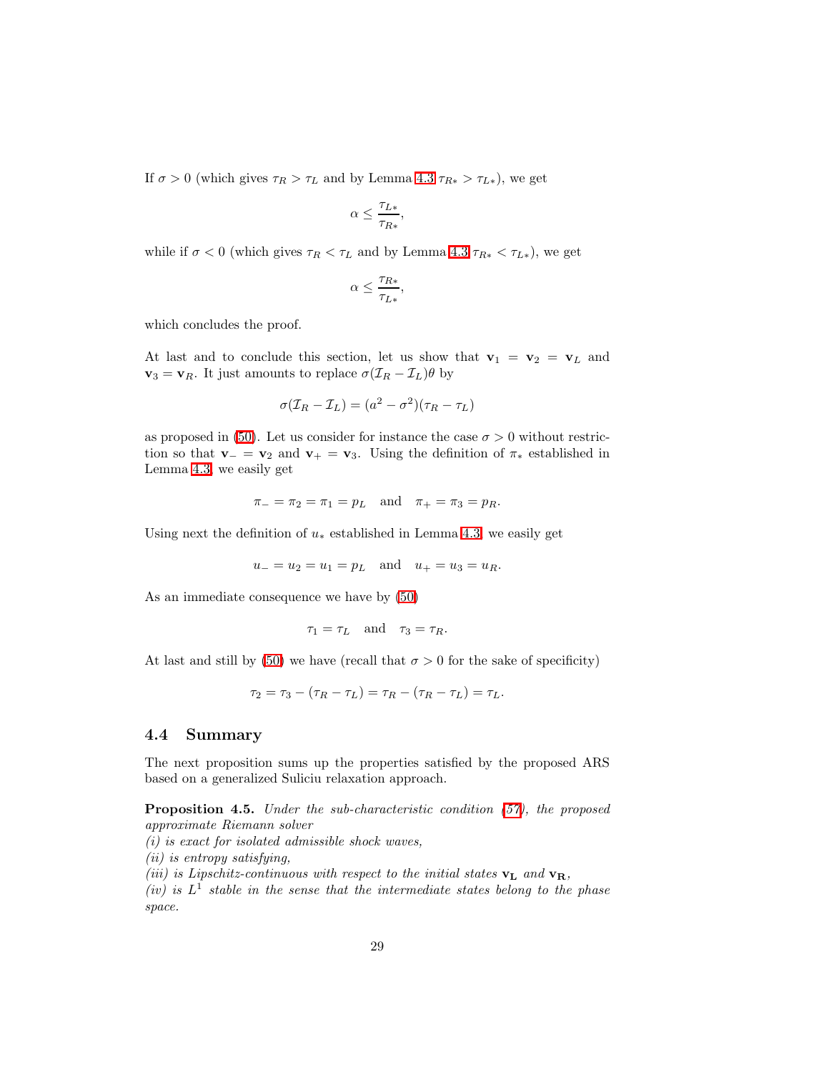If $\sigma > 0$ (which gives $\tau_R > \tau_L$ and by Lemma 4.3 $\tau_{R*} > \tau_{L*}$), we get

$$\alpha \leq \frac{\tau_{L*}}{\tau_{R*}},$$

while if $\sigma < 0$ (which gives $\tau_R < \tau_L$ and by Lemma 4.3 $\tau_{R*} < \tau_{L*}$), we get

$$\alpha \leq \frac{\tau_{R*}}{\tau_{L*}},$$

which concludes the proof.

At last and to conclude this section, let us show that $\mathbf{v}_1 = \mathbf{v}_2 = \mathbf{v}_L$ and $\mathbf{v}_3 = \mathbf{v}_R$. It just amounts to replace $\sigma(\mathcal{I}_R - \mathcal{I}_L)\theta$ by

$$\sigma(\mathcal{I}_R - \mathcal{I}_L) = (a^2 - \sigma^2)(\tau_R - \tau_L)$$

as proposed in (50). Let us consider for instance the case $\sigma > 0$ without restriction so that $\mathbf{v}_- = \mathbf{v}_2$ and $\mathbf{v}_+ = \mathbf{v}_3$. Using the definition of $\pi_*$ established in Lemma 4.3, we easily get

$$\pi_- = \pi_2 = \pi_1 = p_L \quad \text{and} \quad \pi_+ = \pi_3 = p_R.$$

Using next the definition of $u_*$ established in Lemma 4.3, we easily get

$$u_- = u_2 = u_1 = p_L \quad \text{and} \quad u_+ = u_3 = u_R.$$

As an immediate consequence we have by (50)

$$\tau_1 = \tau_L \quad \text{and} \quad \tau_3 = \tau_R.$$

At last and still by (50) we have (recall that $\sigma > 0$ for the sake of specificity)

$$\tau_2 = \tau_3 - (\tau_R - \tau_L) = \tau_R - (\tau_R - \tau_L) = \tau_L.$$

## 4.4 Summary

The next proposition sums up the properties satisfied by the proposed ARS based on a generalized Suliciu relaxation approach.

**Proposition 4.5.** *Under the sub-characteristic condition (57), the proposed approximate Riemann solver*
*(i) is exact for isolated admissible shock waves,*
*(ii) is entropy satisfying,*
*(iii) is Lipschitz-continuous with respect to the initial states* $\mathbf{v_L}$ *and* $\mathbf{v_R}$*,*
*(iv) is* $L^1$ *stable in the sense that the intermediate states belong to the phase space.*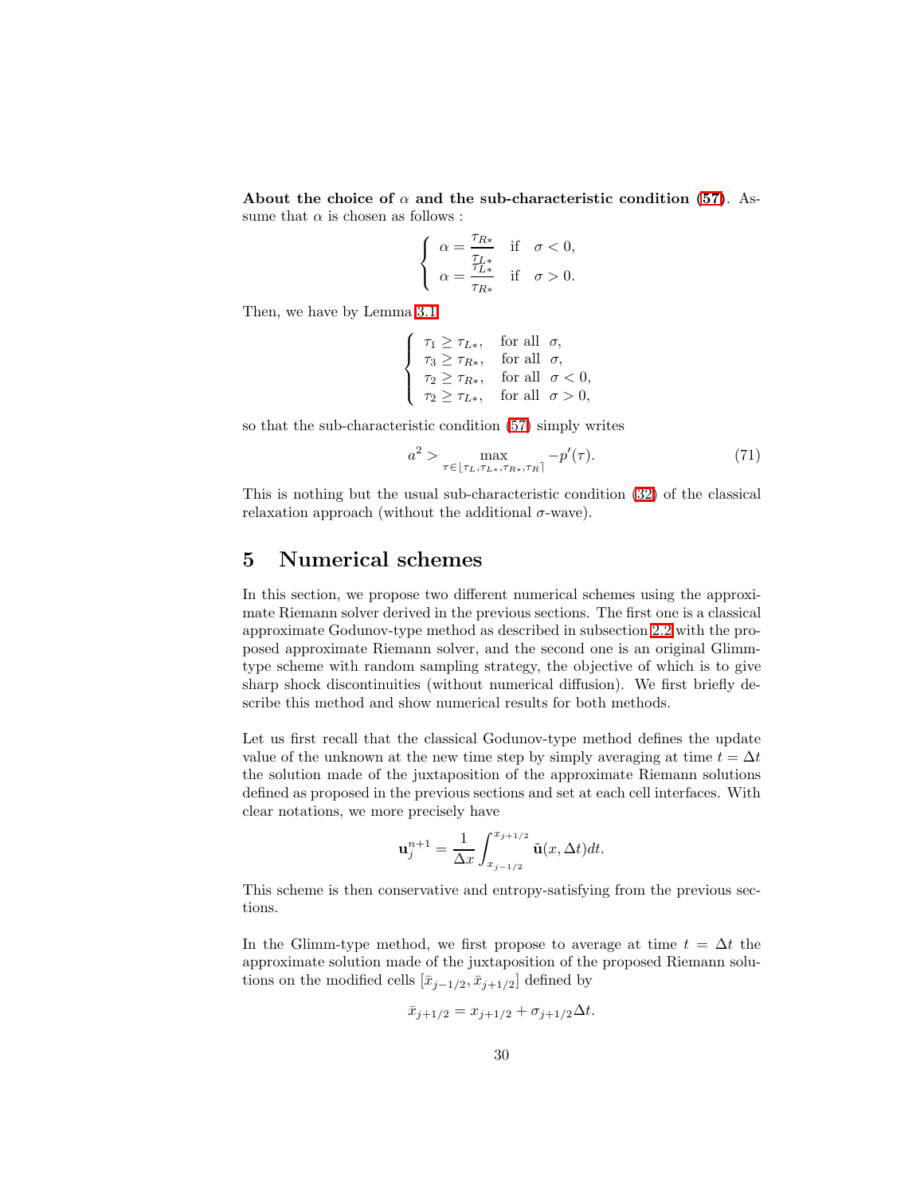**About the choice of $\alpha$ and the sub-characteristic condition (57).** Assume that $\alpha$ is chosen as follows :

$$\begin{cases} \alpha = \dfrac{\tau_{R*}}{\tau_{L*}} & \text{if} \quad \sigma < 0, \\ \alpha = \dfrac{\tau_{L*}}{\tau_{R*}} & \text{if} \quad \sigma > 0. \end{cases}$$

Then, we have by Lemma 3.1

$$\begin{cases} \tau_1 \geq \tau_{L*}, & \text{for all} \quad \sigma, \\ \tau_3 \geq \tau_{R*}, & \text{for all} \quad \sigma, \\ \tau_2 \geq \tau_{R*}, & \text{for all} \quad \sigma < 0, \\ \tau_2 \geq \tau_{L*}, & \text{for all} \quad \sigma > 0, \end{cases}$$

so that the sub-characteristic condition (57) simply writes

$$a^2 > \max_{\tau \in \lfloor \tau_L, \tau_{L*}, \tau_{R*}, \tau_R \rceil} -p'(\tau). \tag{71}$$

This is nothing but the usual sub-characteristic condition (32) of the classical relaxation approach (without the additional $\sigma$-wave).

# 5 Numerical schemes

In this section, we propose two different numerical schemes using the approximate Riemann solver derived in the previous sections. The first one is a classical approximate Godunov-type method as described in subsection 2.2 with the proposed approximate Riemann solver, and the second one is an original Glimm-type scheme with random sampling strategy, the objective of which is to give sharp shock discontinuities (without numerical diffusion). We first briefly describe this method and show numerical results for both methods.

Let us first recall that the classical Godunov-type method defines the update value of the unknown at the new time step by simply averaging at time $t = \Delta t$ the solution made of the juxtaposition of the approximate Riemann solutions defined as proposed in the previous sections and set at each cell interfaces. With clear notations, we more precisely have

$$\mathbf{u}_j^{n+1} = \frac{1}{\Delta x} \int_{x_{j-1/2}}^{x_{j+1/2}} \tilde{\mathbf{u}}(x, \Delta t) dt.$$

This scheme is then conservative and entropy-satisfying from the previous sections.

In the Glimm-type method, we first propose to average at time $t = \Delta t$ the approximate solution made of the juxtaposition of the proposed Riemann solutions on the modified cells $[\bar{x}_{j-1/2}, \bar{x}_{j+1/2}]$ defined by

$$\bar{x}_{j+1/2} = x_{j+1/2} + \sigma_{j+1/2} \Delta t.$$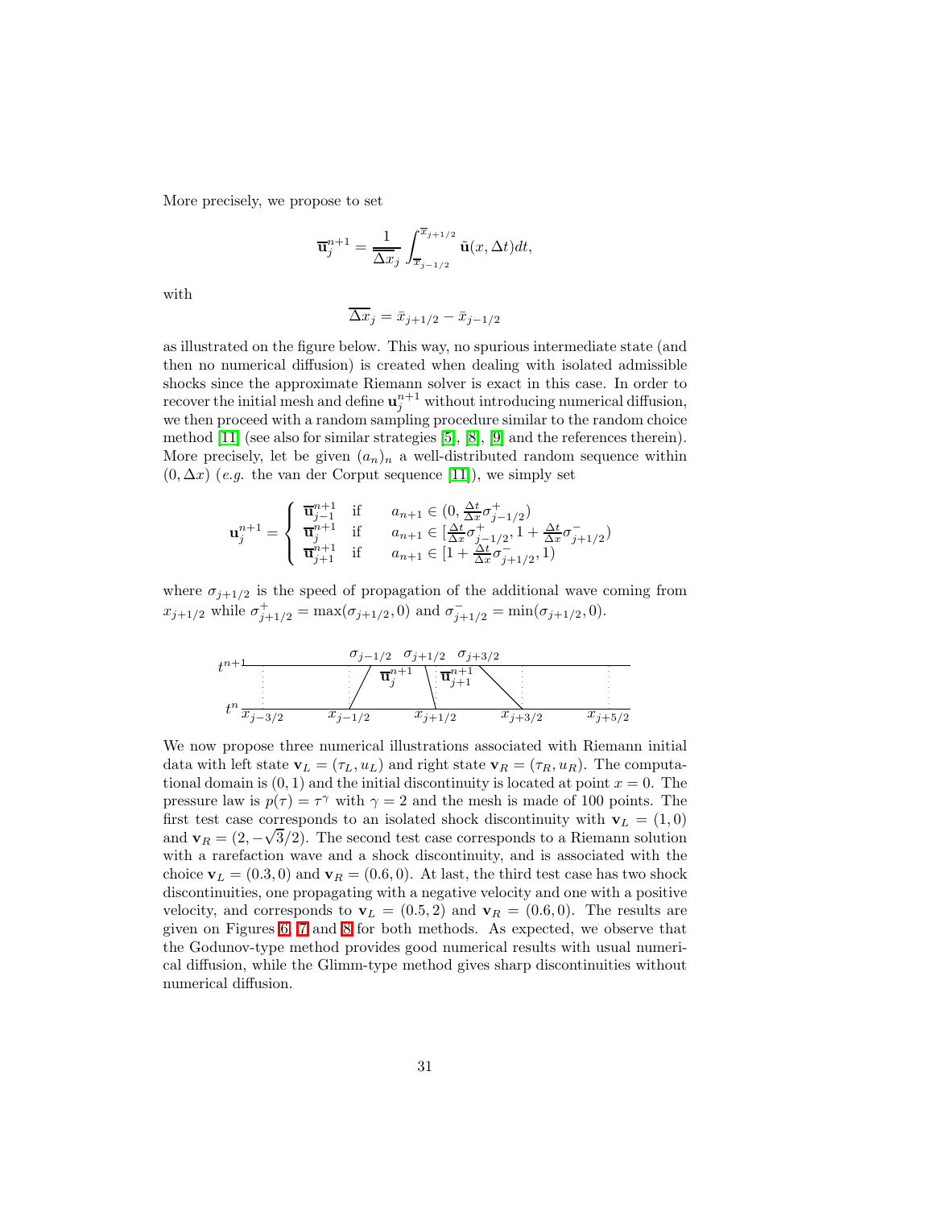More precisely, we propose to set

$$\overline{\mathbf{u}}_j^{n+1} = \frac{1}{\overline{\Delta x}_j} \int_{\bar{x}_{j-1/2}}^{\bar{x}_{j+1/2}} \tilde{\mathbf{u}}(x, \Delta t) dt,$$

with

$$\overline{\Delta x}_j = \bar{x}_{j+1/2} - \bar{x}_{j-1/2}$$

as illustrated on the figure below. This way, no spurious intermediate state (and then no numerical diffusion) is created when dealing with isolated admissible shocks since the approximate Riemann solver is exact in this case. In order to recover the initial mesh and define $\mathbf{u}_j^{n+1}$ without introducing numerical diffusion, we then proceed with a random sampling procedure similar to the random choice method [11] (see also for similar strategies [5], [8], [9] and the references therein). More precisely, let be given $(a_n)_n$ a well-distributed random sequence within $(0, \Delta x)$ (*e.g.* the van der Corput sequence [11]), we simply set

$$\mathbf{u}_j^{n+1} = \begin{cases} \overline{\mathbf{u}}_{j-1}^{n+1} & \text{if} \quad a_{n+1} \in (0, \frac{\Delta t}{\Delta x}\sigma_{j-1/2}^{+}) \\ \overline{\mathbf{u}}_{j}^{n+1} & \text{if} \quad a_{n+1} \in [\frac{\Delta t}{\Delta x}\sigma_{j-1/2}^{+}, 1 + \frac{\Delta t}{\Delta x}\sigma_{j+1/2}^{-}) \\ \overline{\mathbf{u}}_{j+1}^{n+1} & \text{if} \quad a_{n+1} \in [1 + \frac{\Delta t}{\Delta x}\sigma_{j+1/2}^{-}, 1) \end{cases}$$

where $\sigma_{j+1/2}$ is the speed of propagation of the additional wave coming from $x_{j+1/2}$ while $\sigma_{j+1/2}^{+} = \max(\sigma_{j+1/2}, 0)$ and $\sigma_{j+1/2}^{-} = \min(\sigma_{j+1/2}, 0)$.

$t^{n+1}$ $\sigma_{j-1/2}$ $\sigma_{j+1/2}$ $\sigma_{j+3/2}$
$\overline{\mathbf{u}}_j^{n+1}$ $\overline{\mathbf{u}}_{j+1}^{n+1}$
$t^n$ $x_{j-3/2}$ $x_{j-1/2}$ $x_{j+1/2}$ $x_{j+3/2}$ $x_{j+5/2}$

We now propose three numerical illustrations associated with Riemann initial data with left state $\mathbf{v}_L = (\tau_L, u_L)$ and right state $\mathbf{v}_R = (\tau_R, u_R)$. The computational domain is $(0, 1)$ and the initial discontinuity is located at point $x = 0$. The pressure law is $p(\tau) = \tau^{\gamma}$ with $\gamma = 2$ and the mesh is made of 100 points. The first test case corresponds to an isolated shock discontinuity with $\mathbf{v}_L = (1, 0)$ and $\mathbf{v}_R = (2, -\sqrt{3}/2)$. The second test case corresponds to a Riemann solution with a rarefaction wave and a shock discontinuity, and is associated with the choice $\mathbf{v}_L = (0.3, 0)$ and $\mathbf{v}_R = (0.6, 0)$. At last, the third test case has two shock discontinuities, one propagating with a negative velocity and one with a positive velocity, and corresponds to $\mathbf{v}_L = (0.5, 2)$ and $\mathbf{v}_R = (0.6, 0)$. The results are given on Figures 6, 7 and 8 for both methods. As expected, we observe that the Godunov-type method provides good numerical results with usual numerical diffusion, while the Glimm-type method gives sharp discontinuities without numerical diffusion.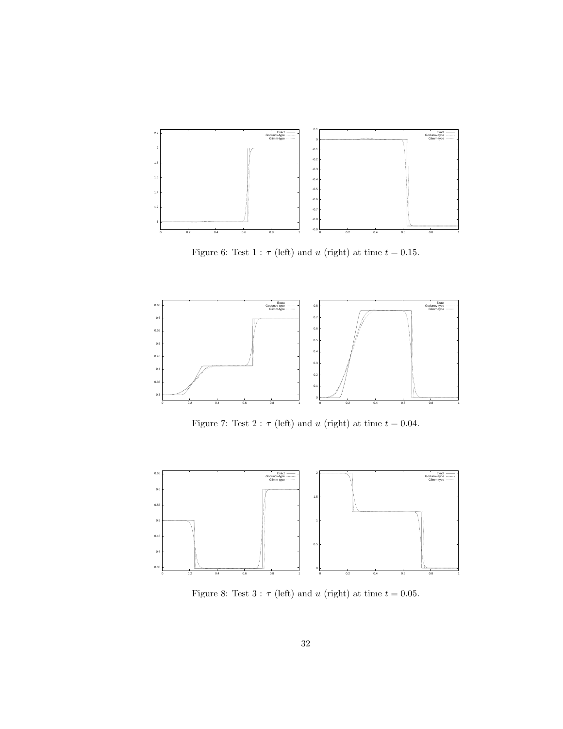2.2
2
1.8
1.6
1.4
1.2
1
0 0.2 0.4 0.6 0.8 1
Exact
Godunov-type
Glimm-type

0.1
0
-0.1
-0.2
-0.3
-0.4
-0.5
-0.6
-0.7
-0.8
-0.9
0 0.2 0.4 0.6 0.8 1
Exact
Godunov-type
Glimm-type

Figure 6: Test 1 : $\tau$ (left) and $u$ (right) at time $t = 0.15$.

0.65
0.6
0.55
0.5
0.45
0.4
0.35
0.3
0 0.2 0.4 0.6 0.8 1
Exact
Godunov-type
Glimm-type

0.8
0.7
0.6
0.5
0.4
0.3
0.2
0.1
0
0 0.2 0.4 0.6 0.8 1
Exact
Godunov-type
Glimm-type

Figure 7: Test 2 : $\tau$ (left) and $u$ (right) at time $t = 0.04$.

0.65
0.6
0.55
0.5
0.45
0.4
0.35
0 0.2 0.4 0.6 0.8 1
Exact
Godunov-type
Glimm-type

2
1.5
1
0.5
0
0 0.2 0.4 0.6 0.8 1
Exact
Godunov-type
Glimm-type

Figure 8: Test 3 : $\tau$ (left) and $u$ (right) at time $t = 0.05$.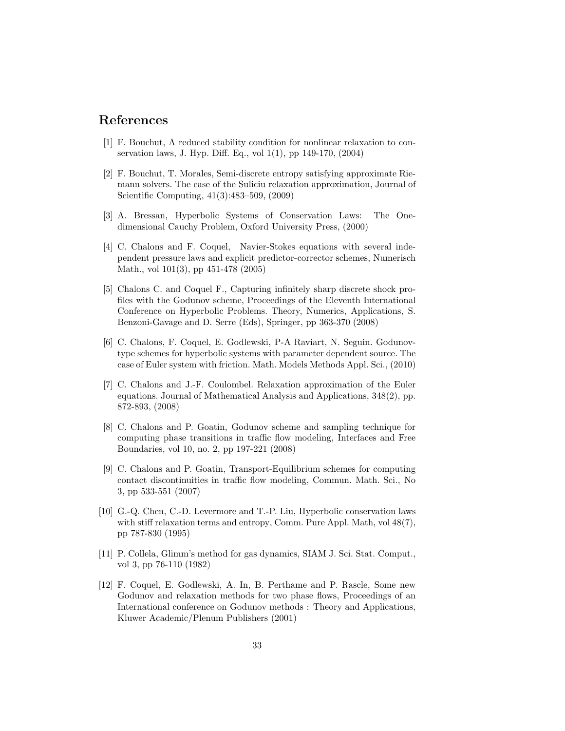## References

[1] F. Bouchut, A reduced stability condition for nonlinear relaxation to conservation laws, J. Hyp. Diff. Eq., vol 1(1), pp 149-170, (2004)

[2] F. Bouchut, T. Morales, Semi-discrete entropy satisfying approximate Riemann solvers. The case of the Suliciu relaxation approximation, Journal of Scientific Computing, 41(3):483–509, (2009)

[3] A. Bressan, Hyperbolic Systems of Conservation Laws: The One-dimensional Cauchy Problem, Oxford University Press, (2000)

[4] C. Chalons and F. Coquel, Navier-Stokes equations with several independent pressure laws and explicit predictor-corrector schemes, Numerisch Math., vol 101(3), pp 451-478 (2005)

[5] Chalons C. and Coquel F., Capturing infinitely sharp discrete shock profiles with the Godunov scheme, Proceedings of the Eleventh International Conference on Hyperbolic Problems. Theory, Numerics, Applications, S. Benzoni-Gavage and D. Serre (Eds), Springer, pp 363-370 (2008)

[6] C. Chalons, F. Coquel, E. Godlewski, P-A Raviart, N. Seguin. Godunov-type schemes for hyperbolic systems with parameter dependent source. The case of Euler system with friction. Math. Models Methods Appl. Sci., (2010)

[7] C. Chalons and J.-F. Coulombel. Relaxation approximation of the Euler equations. Journal of Mathematical Analysis and Applications, 348(2), pp. 872-893, (2008)

[8] C. Chalons and P. Goatin, Godunov scheme and sampling technique for computing phase transitions in traffic flow modeling, Interfaces and Free Boundaries, vol 10, no. 2, pp 197-221 (2008)

[9] C. Chalons and P. Goatin, Transport-Equilibrium schemes for computing contact discontinuities in traffic flow modeling, Commun. Math. Sci., No 3, pp 533-551 (2007)

[10] G.-Q. Chen, C.-D. Levermore and T.-P. Liu, Hyperbolic conservation laws with stiff relaxation terms and entropy, Comm. Pure Appl. Math, vol 48(7), pp 787-830 (1995)

[11] P. Collela, Glimm's method for gas dynamics, SIAM J. Sci. Stat. Comput., vol 3, pp 76-110 (1982)

[12] F. Coquel, E. Godlewski, A. In, B. Perthame and P. Rascle, Some new Godunov and relaxation methods for two phase flows, Proceedings of an International conference on Godunov methods : Theory and Applications, Kluwer Academic/Plenum Publishers (2001)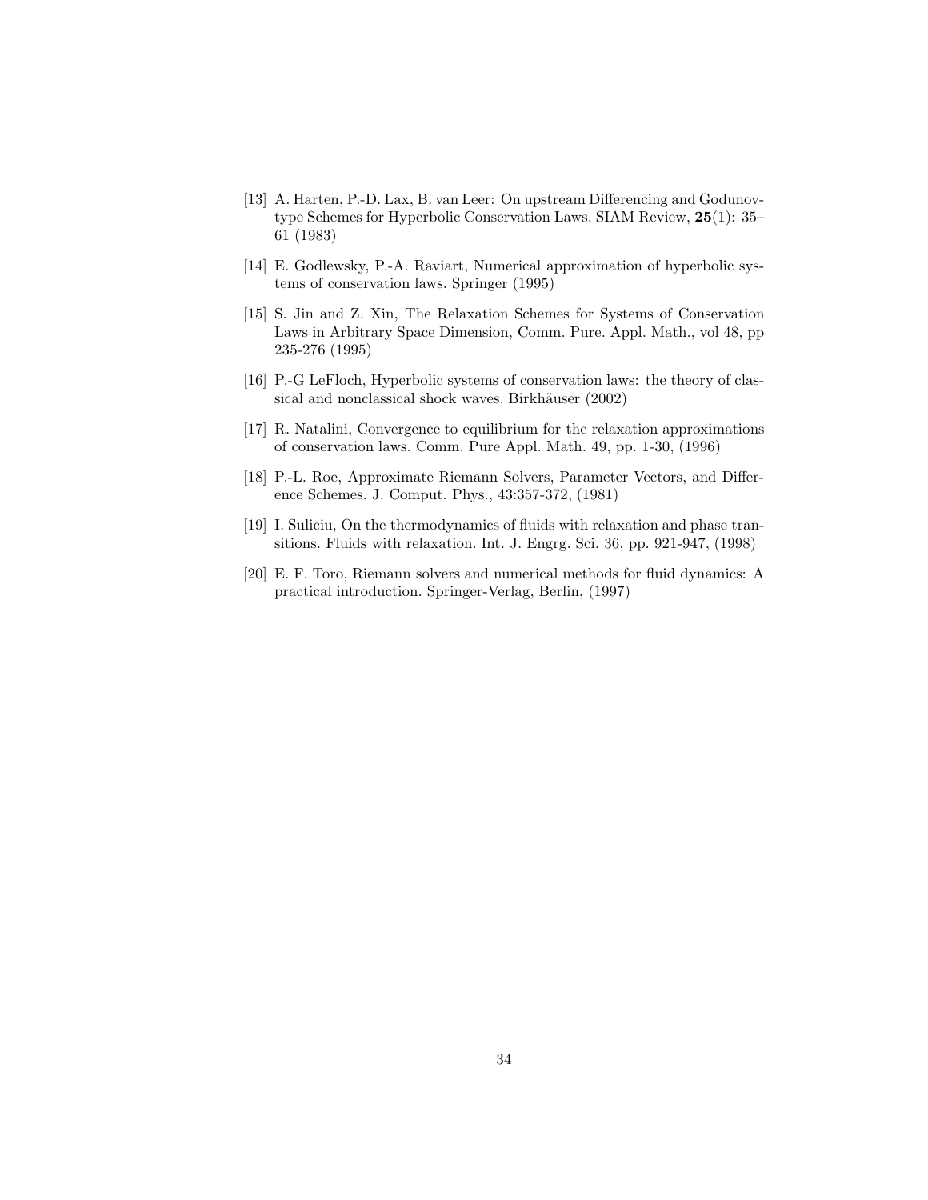[13] A. Harten, P.-D. Lax, B. van Leer: On upstream Differencing and Godunov-type Schemes for Hyperbolic Conservation Laws. SIAM Review, **25**(1): 35–61 (1983)

[14] E. Godlewsky, P.-A. Raviart, Numerical approximation of hyperbolic systems of conservation laws. Springer (1995)

[15] S. Jin and Z. Xin, The Relaxation Schemes for Systems of Conservation Laws in Arbitrary Space Dimension, Comm. Pure. Appl. Math., vol 48, pp 235-276 (1995)

[16] P.-G LeFloch, Hyperbolic systems of conservation laws: the theory of classical and nonclassical shock waves. Birkhäuser (2002)

[17] R. Natalini, Convergence to equilibrium for the relaxation approximations of conservation laws. Comm. Pure Appl. Math. 49, pp. 1-30, (1996)

[18] P.-L. Roe, Approximate Riemann Solvers, Parameter Vectors, and Difference Schemes. J. Comput. Phys., 43:357-372, (1981)

[19] I. Suliciu, On the thermodynamics of fluids with relaxation and phase transitions. Fluids with relaxation. Int. J. Engrg. Sci. 36, pp. 921-947, (1998)

[20] E. F. Toro, Riemann solvers and numerical methods for fluid dynamics: A practical introduction. Springer-Verlag, Berlin, (1997)